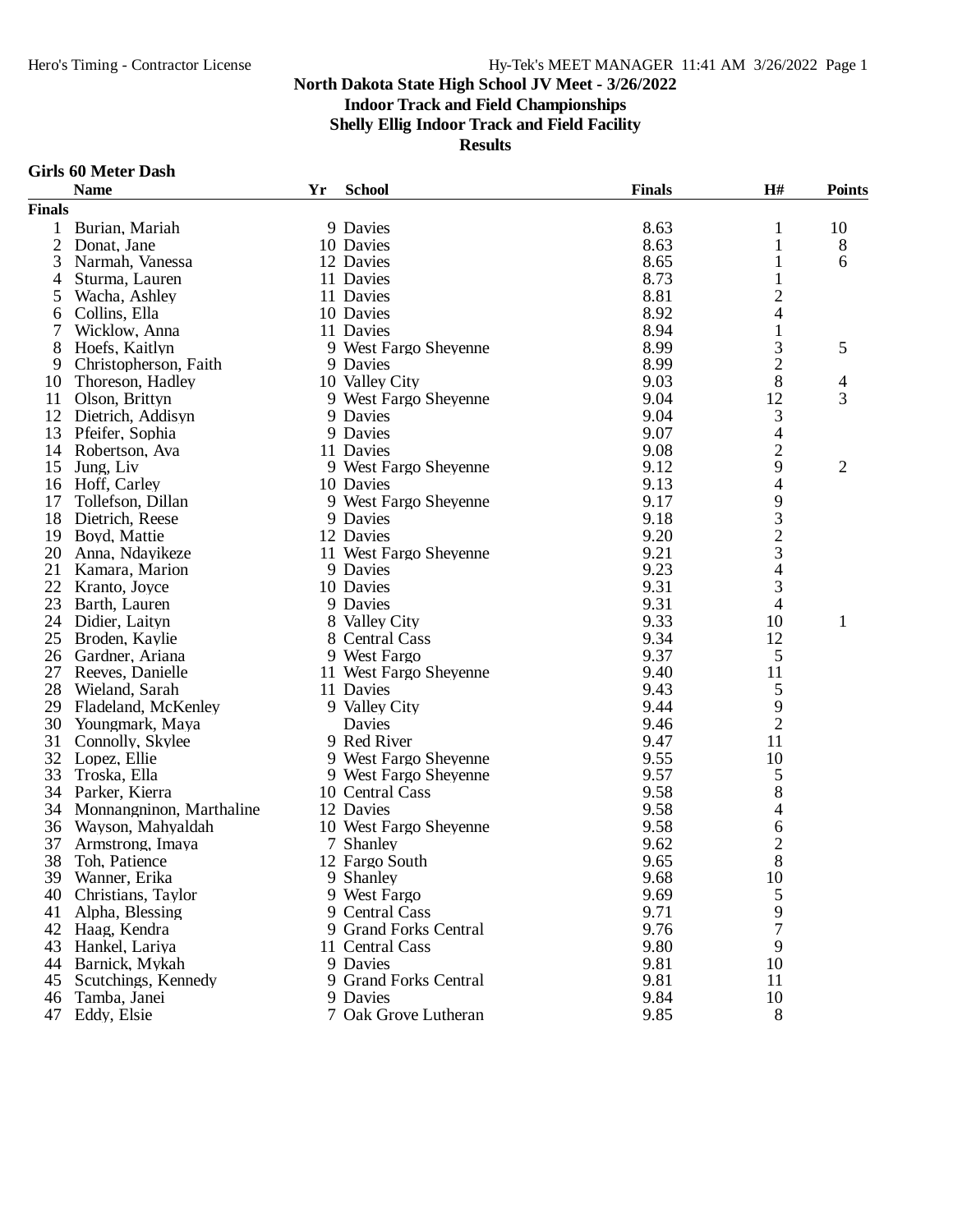# North Dakota State High School JV Meet - 3/26/2022

**Indoor Track and Field Championships**

**Shelly Ellig Indoor Track and Field Facility**

**Results**

## Girls 60 Meter Dash

| | Name | Yr | School | Finals | H# | Points |
|---|---|---|---|---|---|---|
| **Finals** | | | | | | |
| 1 | Burian, Mariah | 9 | Davies | 8.63 | 1 | 10 |
| 2 | Donat, Jane | 10 | Davies | 8.63 | 1 | 8 |
| 3 | Narmah, Vanessa | 12 | Davies | 8.65 | 1 | 6 |
| 4 | Sturma, Lauren | 11 | Davies | 8.73 | 1 | |
| 5 | Wacha, Ashley | 11 | Davies | 8.81 | 2 | |
| 6 | Collins, Ella | 10 | Davies | 8.92 | 4 | |
| 7 | Wicklow, Anna | 11 | Davies | 8.94 | 1 | |
| 8 | Hoefs, Kaitlyn | 9 | West Fargo Sheyenne | 8.99 | 3 | 5 |
| 9 | Christopherson, Faith | 9 | Davies | 8.99 | 2 | |
| 10 | Thoreson, Hadley | 10 | Valley City | 9.03 | 8 | 4 |
| 11 | Olson, Brittyn | 9 | West Fargo Sheyenne | 9.04 | 12 | 3 |
| 12 | Dietrich, Addisyn | 9 | Davies | 9.04 | 3 | |
| 13 | Pfeifer, Sophia | 9 | Davies | 9.07 | 4 | |
| 14 | Robertson, Ava | 11 | Davies | 9.08 | 2 | |
| 15 | Jung, Liv | 9 | West Fargo Sheyenne | 9.12 | 9 | 2 |
| 16 | Hoff, Carley | 10 | Davies | 9.13 | 4 | |
| 17 | Tollefson, Dillan | 9 | West Fargo Sheyenne | 9.17 | 9 | |
| 18 | Dietrich, Reese | 9 | Davies | 9.18 | 3 | |
| 19 | Boyd, Mattie | 12 | Davies | 9.20 | 2 | |
| 20 | Anna, Ndayikeze | 11 | West Fargo Sheyenne | 9.21 | 3 | |
| 21 | Kamara, Marion | 9 | Davies | 9.23 | 4 | |
| 22 | Kranto, Joyce | 10 | Davies | 9.31 | 3 | |
| 23 | Barth, Lauren | 9 | Davies | 9.31 | 4 | |
| 24 | Didier, Laityn | 8 | Valley City | 9.33 | 10 | 1 |
| 25 | Broden, Kaylie | 8 | Central Cass | 9.34 | 12 | |
| 26 | Gardner, Ariana | 9 | West Fargo | 9.37 | 5 | |
| 27 | Reeves, Danielle | 11 | West Fargo Sheyenne | 9.40 | 11 | |
| 28 | Wieland, Sarah | 11 | Davies | 9.43 | 5 | |
| 29 | Fladeland, McKenley | 9 | Valley City | 9.44 | 9 | |
| 30 | Youngmark, Maya | | Davies | 9.46 | 2 | |
| 31 | Connolly, Skylee | 9 | Red River | 9.47 | 11 | |
| 32 | Lopez, Ellie | 9 | West Fargo Sheyenne | 9.55 | 10 | |
| 33 | Troska, Ella | 9 | West Fargo Sheyenne | 9.57 | 5 | |
| 34 | Parker, Kierra | 10 | Central Cass | 9.58 | 8 | |
| 34 | Monnangninon, Marthaline | 12 | Davies | 9.58 | 4 | |
| 36 | Wayson, Mahyaldah | 10 | West Fargo Sheyenne | 9.58 | 6 | |
| 37 | Armstrong, Imaya | 7 | Shanley | 9.62 | 2 | |
| 38 | Toh, Patience | 12 | Fargo South | 9.65 | 8 | |
| 39 | Wanner, Erika | 9 | Shanley | 9.68 | 10 | |
| 40 | Christians, Taylor | 9 | West Fargo | 9.69 | 5 | |
| 41 | Alpha, Blessing | 9 | Central Cass | 9.71 | 9 | |
| 42 | Haag, Kendra | 9 | Grand Forks Central | 9.76 | 7 | |
| 43 | Hankel, Lariya | 11 | Central Cass | 9.80 | 9 | |
| 44 | Barnick, Mykah | 9 | Davies | 9.81 | 10 | |
| 45 | Scutchings, Kennedy | 9 | Grand Forks Central | 9.81 | 11 | |
| 46 | Tamba, Janei | 9 | Davies | 9.84 | 10 | |
| 47 | Eddy, Elsie | 7 | Oak Grove Lutheran | 9.85 | 8 | |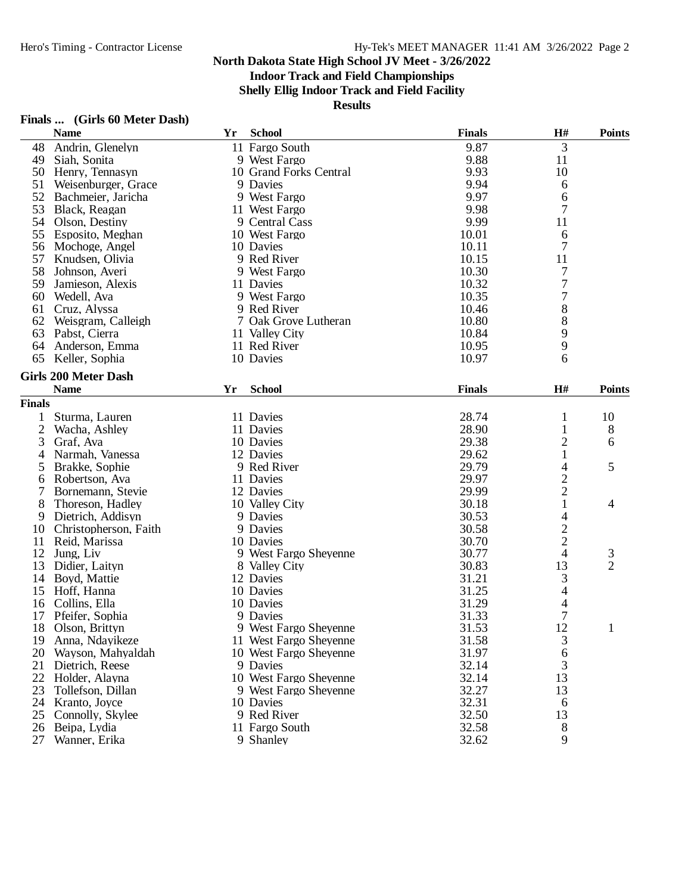# North Dakota State High School JV Meet - 3/26/2022

## Indoor Track and Field Championships

### Shelly Ellig Indoor Track and Field Facility

**Results**

### Finals ... (Girls 60 Meter Dash)

| | Name | Yr | School | Finals | H# | Points |
|---|---|---|---|---|---|---|
| 48 | Andrin, Glenelyn | 11 | Fargo South | 9.87 | 3 | |
| 49 | Siah, Sonita | 9 | West Fargo | 9.88 | 11 | |
| 50 | Henry, Tennasyn | 10 | Grand Forks Central | 9.93 | 10 | |
| 51 | Weisenburger, Grace | 9 | Davies | 9.94 | 6 | |
| 52 | Bachmeier, Jaricha | 9 | West Fargo | 9.97 | 6 | |
| 53 | Black, Reagan | 11 | West Fargo | 9.98 | 7 | |
| 54 | Olson, Destiny | 9 | Central Cass | 9.99 | 11 | |
| 55 | Esposito, Meghan | 10 | West Fargo | 10.01 | 6 | |
| 56 | Mochoge, Angel | 10 | Davies | 10.11 | 7 | |
| 57 | Knudsen, Olivia | 9 | Red River | 10.15 | 11 | |
| 58 | Johnson, Averi | 9 | West Fargo | 10.30 | 7 | |
| 59 | Jamieson, Alexis | 11 | Davies | 10.32 | 7 | |
| 60 | Wedell, Ava | 9 | West Fargo | 10.35 | 7 | |
| 61 | Cruz, Alyssa | 9 | Red River | 10.46 | 8 | |
| 62 | Weisgram, Calleigh | 7 | Oak Grove Lutheran | 10.80 | 8 | |
| 63 | Pabst, Cierra | 11 | Valley City | 10.84 | 9 | |
| 64 | Anderson, Emma | 11 | Red River | 10.95 | 9 | |
| 65 | Keller, Sophia | 10 | Davies | 10.97 | 6 | |

### Girls 200 Meter Dash

| | Name | Yr | School | Finals | H# | Points |
|---|---|---|---|---|---|---|
| **Finals** | | | | | | |
| 1 | Sturma, Lauren | 11 | Davies | 28.74 | 1 | 10 |
| 2 | Wacha, Ashley | 11 | Davies | 28.90 | 1 | 8 |
| 3 | Graf, Ava | 10 | Davies | 29.38 | 2 | 6 |
| 4 | Narmah, Vanessa | 12 | Davies | 29.62 | 1 | |
| 5 | Brakke, Sophie | 9 | Red River | 29.79 | 4 | 5 |
| 6 | Robertson, Ava | 11 | Davies | 29.97 | 2 | |
| 7 | Bornemann, Stevie | 12 | Davies | 29.99 | 2 | |
| 8 | Thoreson, Hadley | 10 | Valley City | 30.18 | 1 | 4 |
| 9 | Dietrich, Addisyn | 9 | Davies | 30.53 | 4 | |
| 10 | Christopherson, Faith | 9 | Davies | 30.58 | 2 | |
| 11 | Reid, Marissa | 10 | Davies | 30.70 | 2 | |
| 12 | Jung, Liv | 9 | West Fargo Sheyenne | 30.77 | 4 | 3 |
| 13 | Didier, Laityn | 8 | Valley City | 30.83 | 13 | 2 |
| 14 | Boyd, Mattie | 12 | Davies | 31.21 | 3 | |
| 15 | Hoff, Hanna | 10 | Davies | 31.25 | 4 | |
| 16 | Collins, Ella | 10 | Davies | 31.29 | 4 | |
| 17 | Pfeifer, Sophia | 9 | Davies | 31.33 | 7 | |
| 18 | Olson, Brittyn | 9 | West Fargo Sheyenne | 31.53 | 12 | 1 |
| 19 | Anna, Ndayikeze | 11 | West Fargo Sheyenne | 31.58 | 3 | |
| 20 | Wayson, Mahyaldah | 10 | West Fargo Sheyenne | 31.97 | 6 | |
| 21 | Dietrich, Reese | 9 | Davies | 32.14 | 3 | |
| 22 | Holder, Alayna | 10 | West Fargo Sheyenne | 32.14 | 13 | |
| 23 | Tollefson, Dillan | 9 | West Fargo Sheyenne | 32.27 | 13 | |
| 24 | Kranto, Joyce | 10 | Davies | 32.31 | 6 | |
| 25 | Connolly, Skylee | 9 | Red River | 32.50 | 13 | |
| 26 | Beipa, Lydia | 11 | Fargo South | 32.58 | 8 | |
| 27 | Wanner, Erika | 9 | Shanley | 32.62 | 9 | |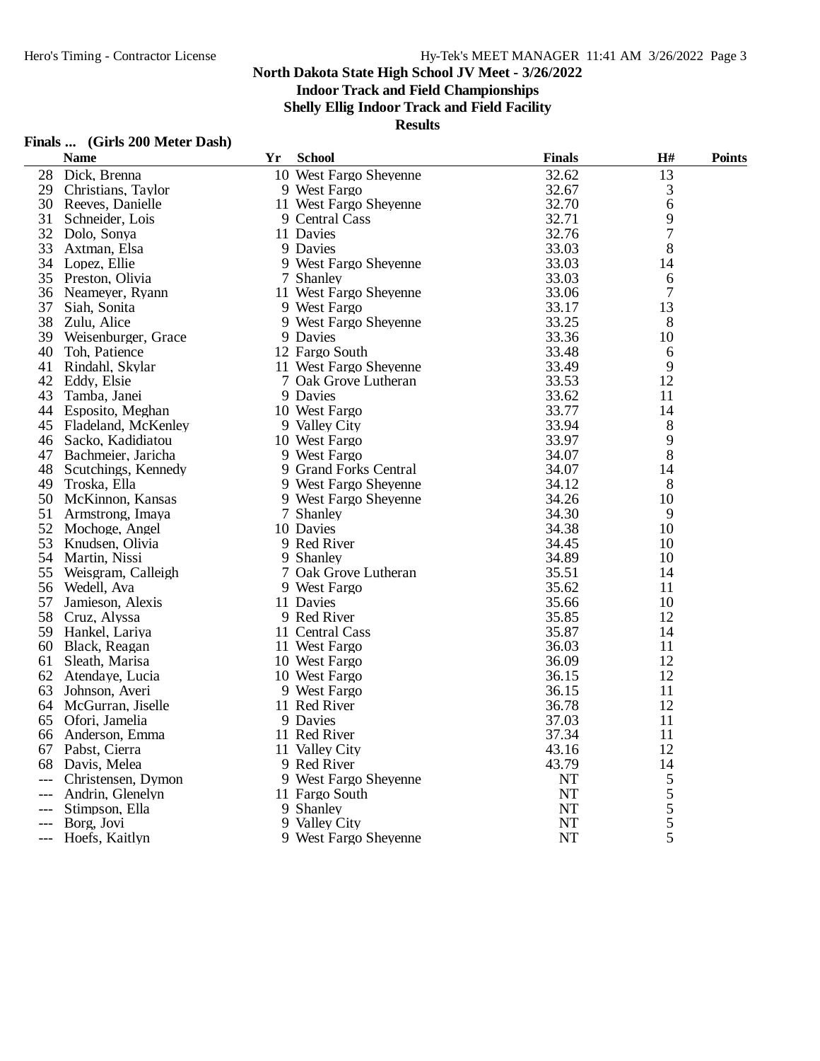# North Dakota State High School JV Meet - 3/26/2022

## Indoor Track and Field Championships

### Shelly Ellig Indoor Track and Field Facility

**Results**

**Finals ... (Girls 200 Meter Dash)**

| | Name | Yr | School | Finals | H# | Points |
|---|---|---|---|---|---|---|
| 28 | Dick, Brenna | 10 | West Fargo Sheyenne | 32.62 | 13 | |
| 29 | Christians, Taylor | 9 | West Fargo | 32.67 | 3 | |
| 30 | Reeves, Danielle | 11 | West Fargo Sheyenne | 32.70 | 6 | |
| 31 | Schneider, Lois | 9 | Central Cass | 32.71 | 9 | |
| 32 | Dolo, Sonya | 11 | Davies | 32.76 | 7 | |
| 33 | Axtman, Elsa | 9 | Davies | 33.03 | 8 | |
| 34 | Lopez, Ellie | 9 | West Fargo Sheyenne | 33.03 | 14 | |
| 35 | Preston, Olivia | 7 | Shanley | 33.03 | 6 | |
| 36 | Neameyer, Ryann | 11 | West Fargo Sheyenne | 33.06 | 7 | |
| 37 | Siah, Sonita | 9 | West Fargo | 33.17 | 13 | |
| 38 | Zulu, Alice | 9 | West Fargo Sheyenne | 33.25 | 8 | |
| 39 | Weisenburger, Grace | 9 | Davies | 33.36 | 10 | |
| 40 | Toh, Patience | 12 | Fargo South | 33.48 | 6 | |
| 41 | Rindahl, Skylar | 11 | West Fargo Sheyenne | 33.49 | 9 | |
| 42 | Eddy, Elsie | 7 | Oak Grove Lutheran | 33.53 | 12 | |
| 43 | Tamba, Janei | 9 | Davies | 33.62 | 11 | |
| 44 | Esposito, Meghan | 10 | West Fargo | 33.77 | 14 | |
| 45 | Fladeland, McKenley | 9 | Valley City | 33.94 | 8 | |
| 46 | Sacko, Kadidiatou | 10 | West Fargo | 33.97 | 9 | |
| 47 | Bachmeier, Jaricha | 9 | West Fargo | 34.07 | 8 | |
| 48 | Scutchings, Kennedy | 9 | Grand Forks Central | 34.07 | 14 | |
| 49 | Troska, Ella | 9 | West Fargo Sheyenne | 34.12 | 8 | |
| 50 | McKinnon, Kansas | 9 | West Fargo Sheyenne | 34.26 | 10 | |
| 51 | Armstrong, Imaya | 7 | Shanley | 34.30 | 9 | |
| 52 | Mochoge, Angel | 10 | Davies | 34.38 | 10 | |
| 53 | Knudsen, Olivia | 9 | Red River | 34.45 | 10 | |
| 54 | Martin, Nissi | 9 | Shanley | 34.89 | 10 | |
| 55 | Weisgram, Calleigh | 7 | Oak Grove Lutheran | 35.51 | 14 | |
| 56 | Wedell, Ava | 9 | West Fargo | 35.62 | 11 | |
| 57 | Jamieson, Alexis | 11 | Davies | 35.66 | 10 | |
| 58 | Cruz, Alyssa | 9 | Red River | 35.85 | 12 | |
| 59 | Hankel, Lariya | 11 | Central Cass | 35.87 | 14 | |
| 60 | Black, Reagan | 11 | West Fargo | 36.03 | 11 | |
| 61 | Sleath, Marisa | 10 | West Fargo | 36.09 | 12 | |
| 62 | Atendaye, Lucia | 10 | West Fargo | 36.15 | 12 | |
| 63 | Johnson, Averi | 9 | West Fargo | 36.15 | 11 | |
| 64 | McGurran, Jiselle | 11 | Red River | 36.78 | 12 | |
| 65 | Ofori, Jamelia | 9 | Davies | 37.03 | 11 | |
| 66 | Anderson, Emma | 11 | Red River | 37.34 | 11 | |
| 67 | Pabst, Cierra | 11 | Valley City | 43.16 | 12 | |
| 68 | Davis, Melea | 9 | Red River | 43.79 | 14 | |
| --- | Christensen, Dymon | 9 | West Fargo Sheyenne | NT | 5 | |
| --- | Andrin, Glenelyn | 11 | Fargo South | NT | 5 | |
| --- | Stimpson, Ella | 9 | Shanley | NT | 5 | |
| --- | Borg, Jovi | 9 | Valley City | NT | 5 | |
| --- | Hoefs, Kaitlyn | 9 | West Fargo Sheyenne | NT | 5 | |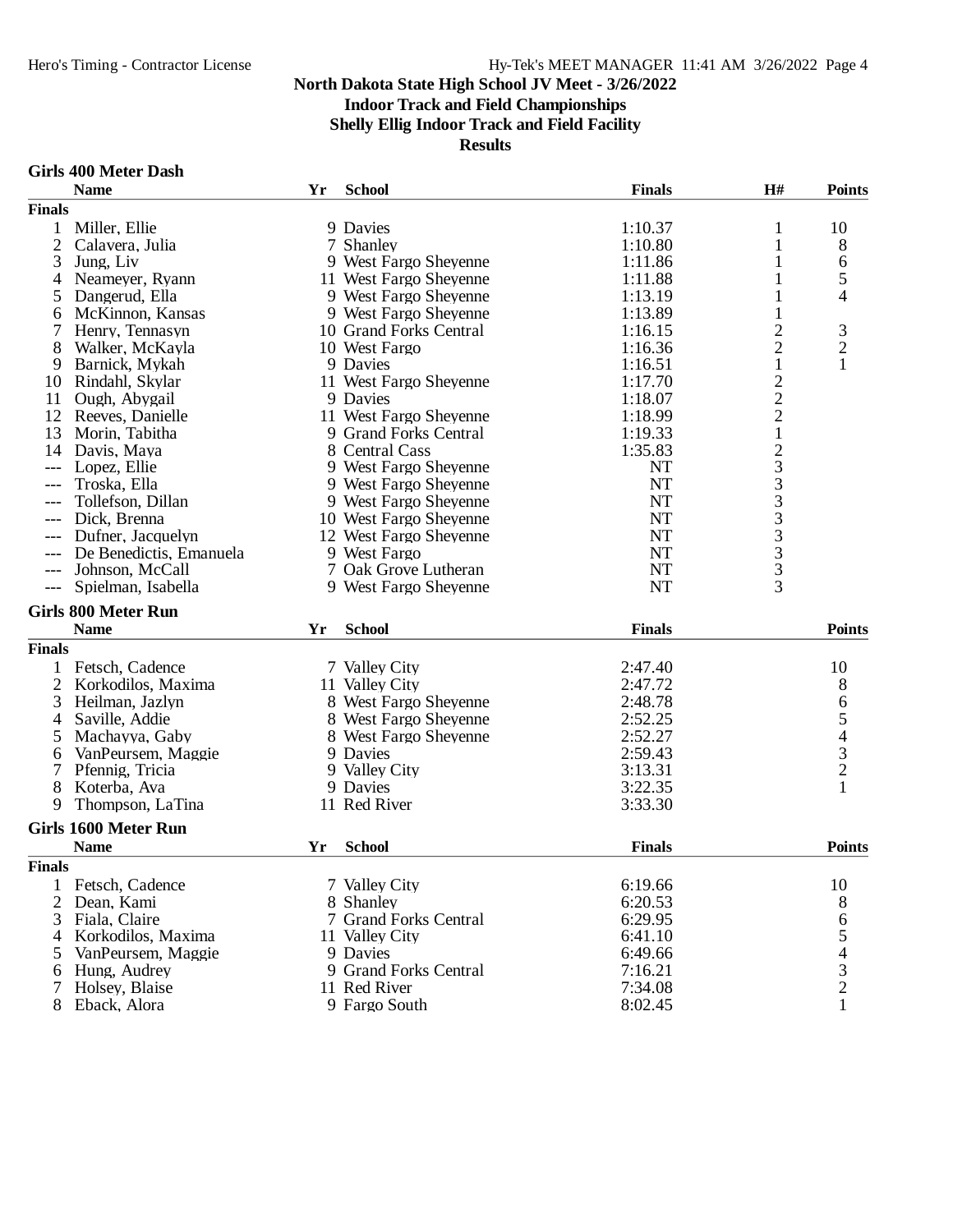**North Dakota State High School JV Meet - 3/26/2022**
**Indoor Track and Field Championships**
**Shelly Ellig Indoor Track and Field Facility**
**Results**

### Girls 400 Meter Dash

| | Name | Yr | School | Finals | H# | Points |
|---|---|---|---|---|---|---|
| **Finals** | | | | | | |
| 1 | Miller, Ellie | 9 | Davies | 1:10.37 | 1 | 10 |
| 2 | Calavera, Julia | 7 | Shanley | 1:10.80 | 1 | 8 |
| 3 | Jung, Liv | 9 | West Fargo Sheyenne | 1:11.86 | 1 | 6 |
| 4 | Neameyer, Ryann | 11 | West Fargo Sheyenne | 1:11.88 | 1 | 5 |
| 5 | Dangerud, Ella | 9 | West Fargo Sheyenne | 1:13.19 | 1 | 4 |
| 6 | McKinnon, Kansas | 9 | West Fargo Sheyenne | 1:13.89 | 1 | |
| 7 | Henry, Tennasyn | 10 | Grand Forks Central | 1:16.15 | 2 | 3 |
| 8 | Walker, McKayla | 10 | West Fargo | 1:16.36 | 2 | 2 |
| 9 | Barnick, Mykah | 9 | Davies | 1:16.51 | 1 | 1 |
| 10 | Rindahl, Skylar | 11 | West Fargo Sheyenne | 1:17.70 | 2 | |
| 11 | Ough, Abygail | 9 | Davies | 1:18.07 | 2 | |
| 12 | Reeves, Danielle | 11 | West Fargo Sheyenne | 1:18.99 | 2 | |
| 13 | Morin, Tabitha | 9 | Grand Forks Central | 1:19.33 | 1 | |
| 14 | Davis, Maya | 8 | Central Cass | 1:35.83 | 2 | |
| --- | Lopez, Ellie | 9 | West Fargo Sheyenne | NT | 3 | |
| --- | Troska, Ella | 9 | West Fargo Sheyenne | NT | 3 | |
| --- | Tollefson, Dillan | 9 | West Fargo Sheyenne | NT | 3 | |
| --- | Dick, Brenna | 10 | West Fargo Sheyenne | NT | 3 | |
| --- | Dufner, Jacquelyn | 12 | West Fargo Sheyenne | NT | 3 | |
| --- | De Benedictis, Emanuela | 9 | West Fargo | NT | 3 | |
| --- | Johnson, McCall | 7 | Oak Grove Lutheran | NT | 3 | |
| --- | Spielman, Isabella | 9 | West Fargo Sheyenne | NT | 3 | |

### Girls 800 Meter Run

| | Name | Yr | School | Finals | Points |
|---|---|---|---|---|---|
| **Finals** | | | | | |
| 1 | Fetsch, Cadence | 7 | Valley City | 2:47.40 | 10 |
| 2 | Korkodilos, Maxima | 11 | Valley City | 2:47.72 | 8 |
| 3 | Heilman, Jazlyn | 8 | West Fargo Sheyenne | 2:48.78 | 6 |
| 4 | Saville, Addie | 8 | West Fargo Sheyenne | 2:52.25 | 5 |
| 5 | Machayya, Gaby | 8 | West Fargo Sheyenne | 2:52.27 | 4 |
| 6 | VanPeursem, Maggie | 9 | Davies | 2:59.43 | 3 |
| 7 | Pfennig, Tricia | 9 | Valley City | 3:13.31 | 2 |
| 8 | Koterba, Ava | 9 | Davies | 3:22.35 | 1 |
| 9 | Thompson, LaTina | 11 | Red River | 3:33.30 | |

### Girls 1600 Meter Run

| | Name | Yr | School | Finals | Points |
|---|---|---|---|---|---|
| **Finals** | | | | | |
| 1 | Fetsch, Cadence | 7 | Valley City | 6:19.66 | 10 |
| 2 | Dean, Kami | 8 | Shanley | 6:20.53 | 8 |
| 3 | Fiala, Claire | 7 | Grand Forks Central | 6:29.95 | 6 |
| 4 | Korkodilos, Maxima | 11 | Valley City | 6:41.10 | 5 |
| 5 | VanPeursem, Maggie | 9 | Davies | 6:49.66 | 4 |
| 6 | Hung, Audrey | 9 | Grand Forks Central | 7:16.21 | 3 |
| 7 | Holsey, Blaise | 11 | Red River | 7:34.08 | 2 |
| 8 | Eback, Alora | 9 | Fargo South | 8:02.45 | 1 |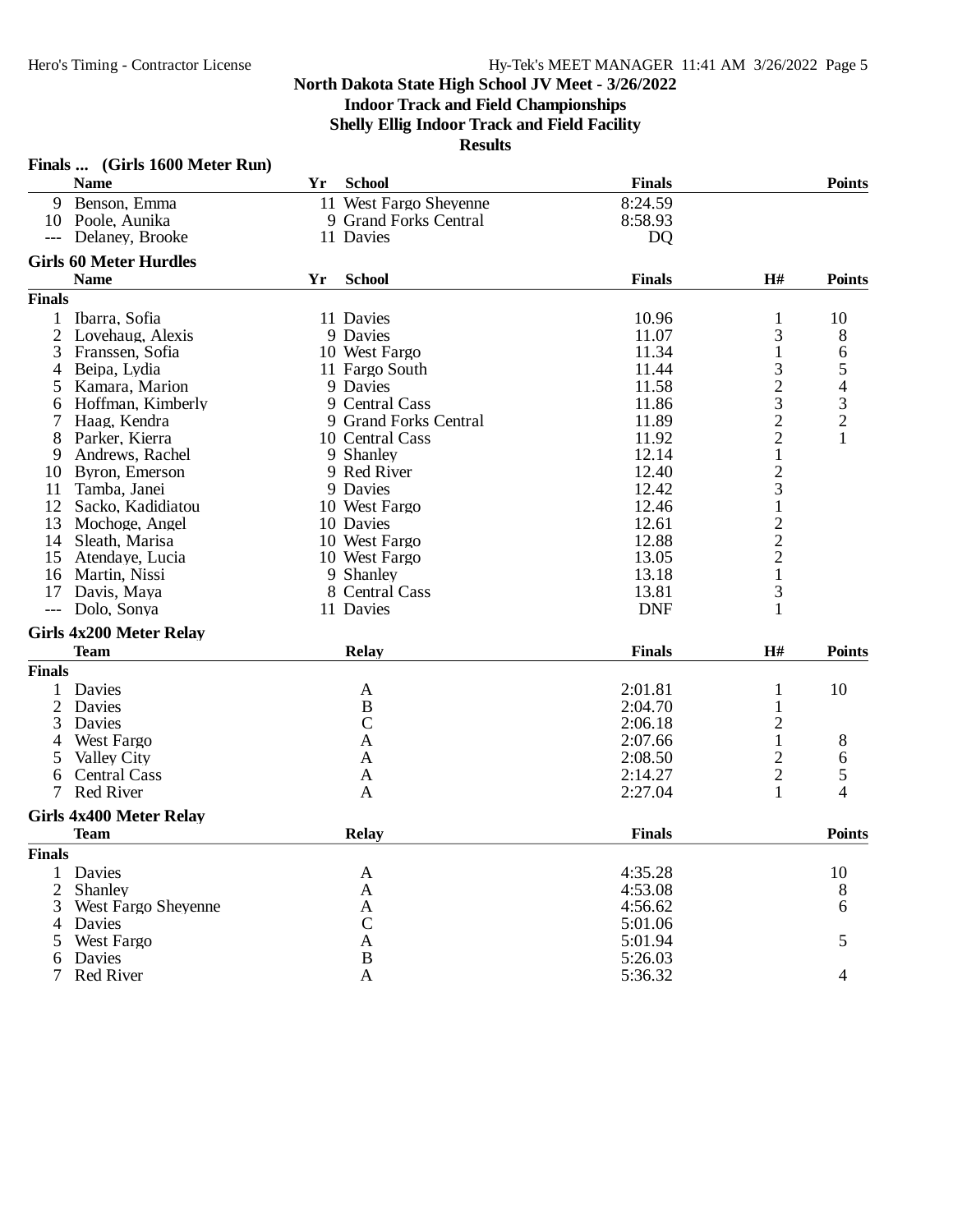**North Dakota State High School JV Meet - 3/26/2022**

**Indoor Track and Field Championships**

**Shelly Ellig Indoor Track and Field Facility**

**Results**

## Finals ... (Girls 1600 Meter Run)

| | Name | Yr | School | Finals | Points |
|---|---|---|---|---|---|
| 9 | Benson, Emma | 11 | West Fargo Sheyenne | 8:24.59 | |
| 10 | Poole, Aunika | 9 | Grand Forks Central | 8:58.93 | |
| --- | Delaney, Brooke | 11 | Davies | DQ | |

## Girls 60 Meter Hurdles

**Finals**

| | Name | Yr | School | Finals | H# | Points |
|---|---|---|---|---|---|---|
| 1 | Ibarra, Sofia | 11 | Davies | 10.96 | 1 | 10 |
| 2 | Lovehaug, Alexis | 9 | Davies | 11.07 | 3 | 8 |
| 3 | Franssen, Sofia | 10 | West Fargo | 11.34 | 1 | 6 |
| 4 | Beipa, Lydia | 11 | Fargo South | 11.44 | 3 | 5 |
| 5 | Kamara, Marion | 9 | Davies | 11.58 | 2 | 4 |
| 6 | Hoffman, Kimberly | 9 | Central Cass | 11.86 | 3 | 3 |
| 7 | Haag, Kendra | 9 | Grand Forks Central | 11.89 | 2 | 2 |
| 8 | Parker, Kierra | 10 | Central Cass | 11.92 | 2 | 1 |
| 9 | Andrews, Rachel | 9 | Shanley | 12.14 | 1 | |
| 10 | Byron, Emerson | 9 | Red River | 12.40 | 2 | |
| 11 | Tamba, Janei | 9 | Davies | 12.42 | 3 | |
| 12 | Sacko, Kadidiatou | 10 | West Fargo | 12.46 | 1 | |
| 13 | Mochoge, Angel | 10 | Davies | 12.61 | 2 | |
| 14 | Sleath, Marisa | 10 | West Fargo | 12.88 | 2 | |
| 15 | Atendaye, Lucia | 10 | West Fargo | 13.05 | 2 | |
| 16 | Martin, Nissi | 9 | Shanley | 13.18 | 1 | |
| 17 | Davis, Maya | 8 | Central Cass | 13.81 | 3 | |
| --- | Dolo, Sonya | 11 | Davies | DNF | 1 | |

## Girls 4x200 Meter Relay

**Finals**

| | Team | Relay | Finals | H# | Points |
|---|---|---|---|---|---|
| 1 | Davies | A | 2:01.81 | 1 | 10 |
| 2 | Davies | B | 2:04.70 | 1 | |
| 3 | Davies | C | 2:06.18 | 2 | |
| 4 | West Fargo | A | 2:07.66 | 1 | 8 |
| 5 | Valley City | A | 2:08.50 | 2 | 6 |
| 6 | Central Cass | A | 2:14.27 | 2 | 5 |
| 7 | Red River | A | 2:27.04 | 1 | 4 |

## Girls 4x400 Meter Relay

**Finals**

| | Team | Relay | Finals | Points |
|---|---|---|---|---|
| 1 | Davies | A | 4:35.28 | 10 |
| 2 | Shanley | A | 4:53.08 | 8 |
| 3 | West Fargo Sheyenne | A | 4:56.62 | 6 |
| 4 | Davies | C | 5:01.06 | |
| 5 | West Fargo | A | 5:01.94 | 5 |
| 6 | Davies | B | 5:26.03 | |
| 7 | Red River | A | 5:36.32 | 4 |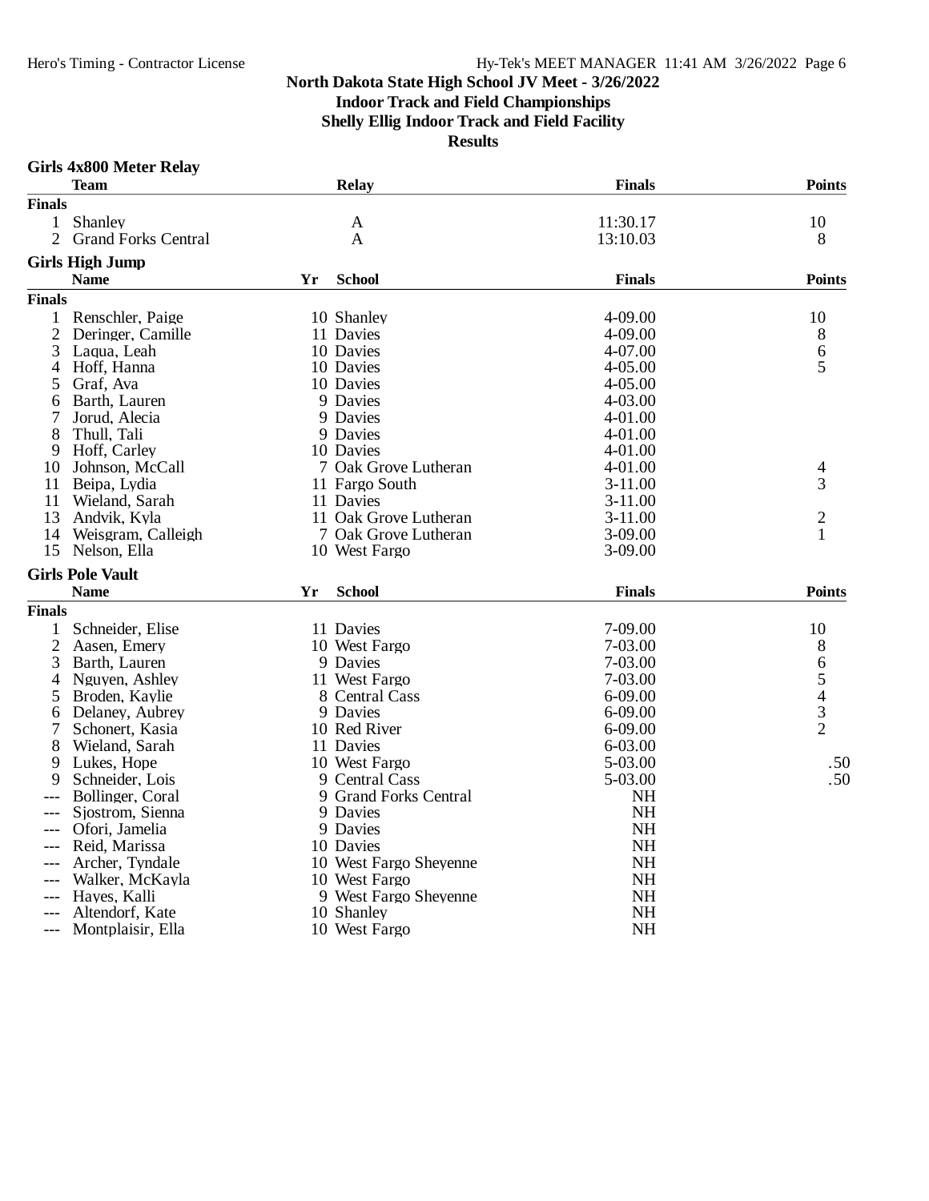**North Dakota State High School JV Meet - 3/26/2022**
**Indoor Track and Field Championships**
**Shelly Ellig Indoor Track and Field Facility**
**Results**

### Girls 4x800 Meter Relay

| | Team | Relay | Finals | Points |
|---|---|---|---|---|
| **Finals** | | | | |
| 1 | Shanley | A | 11:30.17 | 10 |
| 2 | Grand Forks Central | A | 13:10.03 | 8 |

### Girls High Jump

| | Name | Yr | School | Finals | Points |
|---|---|---|---|---|---|
| **Finals** | | | | | |
| 1 | Renschler, Paige | 10 | Shanley | 4-09.00 | 10 |
| 2 | Deringer, Camille | 11 | Davies | 4-09.00 | 8 |
| 3 | Laqua, Leah | 10 | Davies | 4-07.00 | 6 |
| 4 | Hoff, Hanna | 10 | Davies | 4-05.00 | 5 |
| 5 | Graf, Ava | 10 | Davies | 4-05.00 | |
| 6 | Barth, Lauren | 9 | Davies | 4-03.00 | |
| 7 | Jorud, Alecia | 9 | Davies | 4-01.00 | |
| 8 | Thull, Tali | 9 | Davies | 4-01.00 | |
| 9 | Hoff, Carley | 10 | Davies | 4-01.00 | |
| 10 | Johnson, McCall | 7 | Oak Grove Lutheran | 4-01.00 | 4 |
| 11 | Beipa, Lydia | 11 | Fargo South | 3-11.00 | 3 |
| 11 | Wieland, Sarah | 11 | Davies | 3-11.00 | |
| 13 | Andvik, Kyla | 11 | Oak Grove Lutheran | 3-11.00 | 2 |
| 14 | Weisgram, Calleigh | 7 | Oak Grove Lutheran | 3-09.00 | 1 |
| 15 | Nelson, Ella | 10 | West Fargo | 3-09.00 | |

### Girls Pole Vault

| | Name | Yr | School | Finals | Points |
|---|---|---|---|---|---|
| **Finals** | | | | | |
| 1 | Schneider, Elise | 11 | Davies | 7-09.00 | 10 |
| 2 | Aasen, Emery | 10 | West Fargo | 7-03.00 | 8 |
| 3 | Barth, Lauren | 9 | Davies | 7-03.00 | 6 |
| 4 | Nguyen, Ashley | 11 | West Fargo | 7-03.00 | 5 |
| 5 | Broden, Kaylie | 8 | Central Cass | 6-09.00 | 4 |
| 6 | Delaney, Aubrey | 9 | Davies | 6-09.00 | 3 |
| 7 | Schonert, Kasia | 10 | Red River | 6-09.00 | 2 |
| 8 | Wieland, Sarah | 11 | Davies | 6-03.00 | |
| 9 | Lukes, Hope | 10 | West Fargo | 5-03.00 | .50 |
| 9 | Schneider, Lois | 9 | Central Cass | 5-03.00 | .50 |
| --- | Bollinger, Coral | 9 | Grand Forks Central | NH | |
| --- | Sjostrom, Sienna | 9 | Davies | NH | |
| --- | Ofori, Jamelia | 9 | Davies | NH | |
| --- | Reid, Marissa | 10 | Davies | NH | |
| --- | Archer, Tyndale | 10 | West Fargo Sheyenne | NH | |
| --- | Walker, McKayla | 10 | West Fargo | NH | |
| --- | Hayes, Kalli | 9 | West Fargo Sheyenne | NH | |
| --- | Altendorf, Kate | 10 | Shanley | NH | |
| --- | Montplaisir, Ella | 10 | West Fargo | NH | |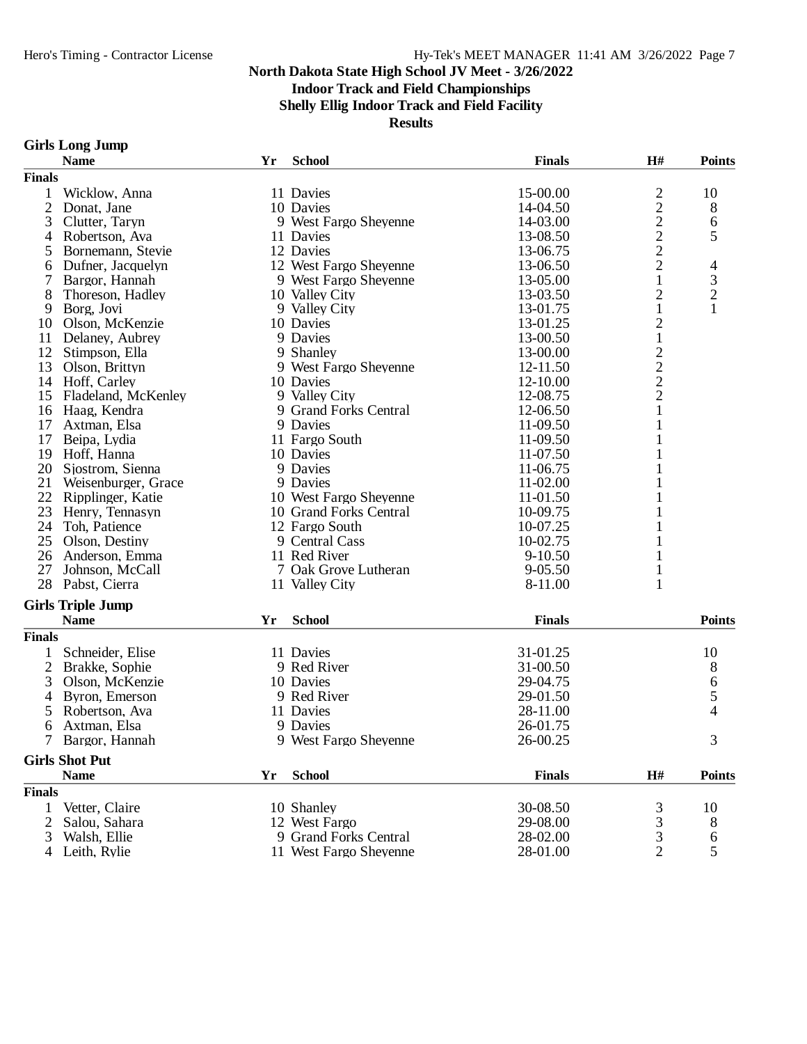# North Dakota State High School JV Meet - 3/26/2022

## Indoor Track and Field Championships

### Shelly Ellig Indoor Track and Field Facility

### Results

**Girls Long Jump**

| | Name | Yr | School | Finals | H# | Points |
|---|---|---|---|---|---|---|
| **Finals** | | | | | | |
| 1 | Wicklow, Anna | 11 | Davies | 15-00.00 | 2 | 10 |
| 2 | Donat, Jane | 10 | Davies | 14-04.50 | 2 | 8 |
| 3 | Clutter, Taryn | 9 | West Fargo Sheyenne | 14-03.00 | 2 | 6 |
| 4 | Robertson, Ava | 11 | Davies | 13-08.50 | 2 | 5 |
| 5 | Bornemann, Stevie | 12 | Davies | 13-06.75 | 2 | |
| 6 | Dufner, Jacquelyn | 12 | West Fargo Sheyenne | 13-06.50 | 2 | 4 |
| 7 | Bargor, Hannah | 9 | West Fargo Sheyenne | 13-05.00 | 1 | 3 |
| 8 | Thoreson, Hadley | 10 | Valley City | 13-03.50 | 2 | 2 |
| 9 | Borg, Jovi | 9 | Valley City | 13-01.75 | 1 | 1 |
| 10 | Olson, McKenzie | 10 | Davies | 13-01.25 | 2 | |
| 11 | Delaney, Aubrey | 9 | Davies | 13-00.50 | 1 | |
| 12 | Stimpson, Ella | 9 | Shanley | 13-00.00 | 2 | |
| 13 | Olson, Brittyn | 9 | West Fargo Sheyenne | 12-11.50 | 2 | |
| 14 | Hoff, Carley | 10 | Davies | 12-10.00 | 2 | |
| 15 | Fladeland, McKenley | 9 | Valley City | 12-08.75 | 2 | |
| 16 | Haag, Kendra | 9 | Grand Forks Central | 12-06.50 | 1 | |
| 17 | Axtman, Elsa | 9 | Davies | 11-09.50 | 1 | |
| 17 | Beipa, Lydia | 11 | Fargo South | 11-09.50 | 1 | |
| 19 | Hoff, Hanna | 10 | Davies | 11-07.50 | 1 | |
| 20 | Sjostrom, Sienna | 9 | Davies | 11-06.75 | 1 | |
| 21 | Weisenburger, Grace | 9 | Davies | 11-02.00 | 1 | |
| 22 | Ripplinger, Katie | 10 | West Fargo Sheyenne | 11-01.50 | 1 | |
| 23 | Henry, Tennasyn | 10 | Grand Forks Central | 10-09.75 | 1 | |
| 24 | Toh, Patience | 12 | Fargo South | 10-07.25 | 1 | |
| 25 | Olson, Destiny | 9 | Central Cass | 10-02.75 | 1 | |
| 26 | Anderson, Emma | 11 | Red River | 9-10.50 | 1 | |
| 27 | Johnson, McCall | 7 | Oak Grove Lutheran | 9-05.50 | 1 | |
| 28 | Pabst, Cierra | 11 | Valley City | 8-11.00 | 1 | |

**Girls Triple Jump**

| | Name | Yr | School | Finals | Points |
|---|---|---|---|---|---|
| **Finals** | | | | | |
| 1 | Schneider, Elise | 11 | Davies | 31-01.25 | 10 |
| 2 | Brakke, Sophie | 9 | Red River | 31-00.50 | 8 |
| 3 | Olson, McKenzie | 10 | Davies | 29-04.75 | 6 |
| 4 | Byron, Emerson | 9 | Red River | 29-01.50 | 5 |
| 5 | Robertson, Ava | 11 | Davies | 28-11.00 | 4 |
| 6 | Axtman, Elsa | 9 | Davies | 26-01.75 | |
| 7 | Bargor, Hannah | 9 | West Fargo Sheyenne | 26-00.25 | 3 |

**Girls Shot Put**

| | Name | Yr | School | Finals | H# | Points |
|---|---|---|---|---|---|---|
| **Finals** | | | | | | |
| 1 | Vetter, Claire | 10 | Shanley | 30-08.50 | 3 | 10 |
| 2 | Salou, Sahara | 12 | West Fargo | 29-08.00 | 3 | 8 |
| 3 | Walsh, Ellie | 9 | Grand Forks Central | 28-02.00 | 3 | 6 |
| 4 | Leith, Rylie | 11 | West Fargo Sheyenne | 28-01.00 | 2 | 5 |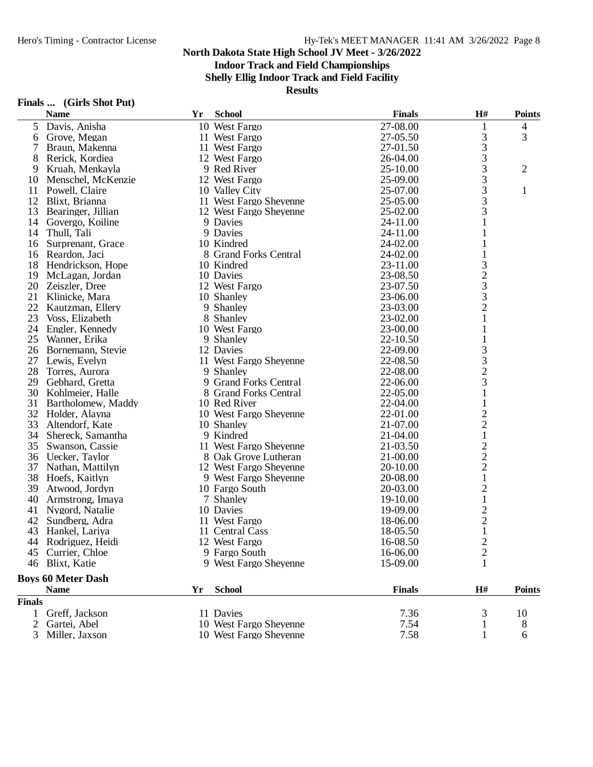## North Dakota State High School JV Meet - 3/26/2022

### Indoor Track and Field Championships

### Shelly Ellig Indoor Track and Field Facility

### Results

**Finals ... (Girls Shot Put)**

| | Name | Yr | School | Finals | H# | Points |
|---|---|---|---|---|---|---|
| 5 | Davis, Anisha | 10 | West Fargo | 27-08.00 | 1 | 4 |
| 6 | Grove, Megan | 11 | West Fargo | 27-05.50 | 3 | 3 |
| 7 | Braun, Makenna | 11 | West Fargo | 27-01.50 | 3 | |
| 8 | Rerick, Kordiea | 12 | West Fargo | 26-04.00 | 3 | |
| 9 | Kruah, Menkayla | 9 | Red River | 25-10.00 | 3 | 2 |
| 10 | Menschel, McKenzie | 12 | West Fargo | 25-09.00 | 3 | |
| 11 | Powell, Claire | 10 | Valley City | 25-07.00 | 3 | 1 |
| 12 | Blixt, Brianna | 11 | West Fargo Sheyenne | 25-05.00 | 3 | |
| 13 | Bearinger, Jillian | 12 | West Fargo Sheyenne | 25-02.00 | 3 | |
| 14 | Govergo, Koiline | 9 | Davies | 24-11.00 | 1 | |
| 14 | Thull, Tali | 9 | Davies | 24-11.00 | 1 | |
| 16 | Surprenant, Grace | 10 | Kindred | 24-02.00 | 1 | |
| 16 | Reardon, Jaci | 8 | Grand Forks Central | 24-02.00 | 1 | |
| 18 | Hendrickson, Hope | 10 | Kindred | 23-11.00 | 3 | |
| 19 | McLagan, Jordan | 10 | Davies | 23-08.50 | 2 | |
| 20 | Zeiszler, Dree | 12 | West Fargo | 23-07.50 | 3 | |
| 21 | Klinicke, Mara | 10 | Shanley | 23-06.00 | 3 | |
| 22 | Kautzman, Ellery | 9 | Shanley | 23-03.00 | 2 | |
| 23 | Voss, Elizabeth | 8 | Shanley | 23-02.00 | 1 | |
| 24 | Engler, Kennedy | 10 | West Fargo | 23-00.00 | 1 | |
| 25 | Wanner, Erika | 9 | Shanley | 22-10.50 | 1 | |
| 26 | Bornemann, Stevie | 12 | Davies | 22-09.00 | 3 | |
| 27 | Lewis, Evelyn | 11 | West Fargo Sheyenne | 22-08.50 | 3 | |
| 28 | Torres, Aurora | 9 | Shanley | 22-08.00 | 2 | |
| 29 | Gebhard, Gretta | 9 | Grand Forks Central | 22-06.00 | 3 | |
| 30 | Kohlmeier, Halle | 8 | Grand Forks Central | 22-05.00 | 1 | |
| 31 | Bartholomew, Maddy | 10 | Red River | 22-04.00 | 1 | |
| 32 | Holder, Alayna | 10 | West Fargo Sheyenne | 22-01.00 | 2 | |
| 33 | Altendorf, Kate | 10 | Shanley | 21-07.00 | 2 | |
| 34 | Shereck, Samantha | 9 | Kindred | 21-04.00 | 1 | |
| 35 | Swanson, Cassie | 11 | West Fargo Sheyenne | 21-03.50 | 2 | |
| 36 | Uecker, Taylor | 8 | Oak Grove Lutheran | 21-00.00 | 2 | |
| 37 | Nathan, Mattilyn | 12 | West Fargo Sheyenne | 20-10.00 | 2 | |
| 38 | Hoefs, Kaitlyn | 9 | West Fargo Sheyenne | 20-08.00 | 1 | |
| 39 | Atwood, Jordyn | 10 | Fargo South | 20-03.00 | 2 | |
| 40 | Armstrong, Imaya | 7 | Shanley | 19-10.00 | 1 | |
| 41 | Nygord, Natalie | 10 | Davies | 19-09.00 | 2 | |
| 42 | Sundberg, Adra | 11 | West Fargo | 18-06.00 | 2 | |
| 43 | Hankel, Lariya | 11 | Central Cass | 18-05.50 | 1 | |
| 44 | Rodriguez, Heidi | 12 | West Fargo | 16-08.50 | 2 | |
| 45 | Currier, Chloe | 9 | Fargo South | 16-06.00 | 2 | |
| 46 | Blixt, Katie | 9 | West Fargo Sheyenne | 15-09.00 | 1 | |

**Boys 60 Meter Dash**

| | Name | Yr | School | Finals | H# | Points |
|---|---|---|---|---|---|---|
| **Finals** | | | | | | |
| 1 | Greff, Jackson | 11 | Davies | 7.36 | 3 | 10 |
| 2 | Gartei, Abel | 10 | West Fargo Sheyenne | 7.54 | 1 | 8 |
| 3 | Miller, Jaxson | 10 | West Fargo Sheyenne | 7.58 | 1 | 6 |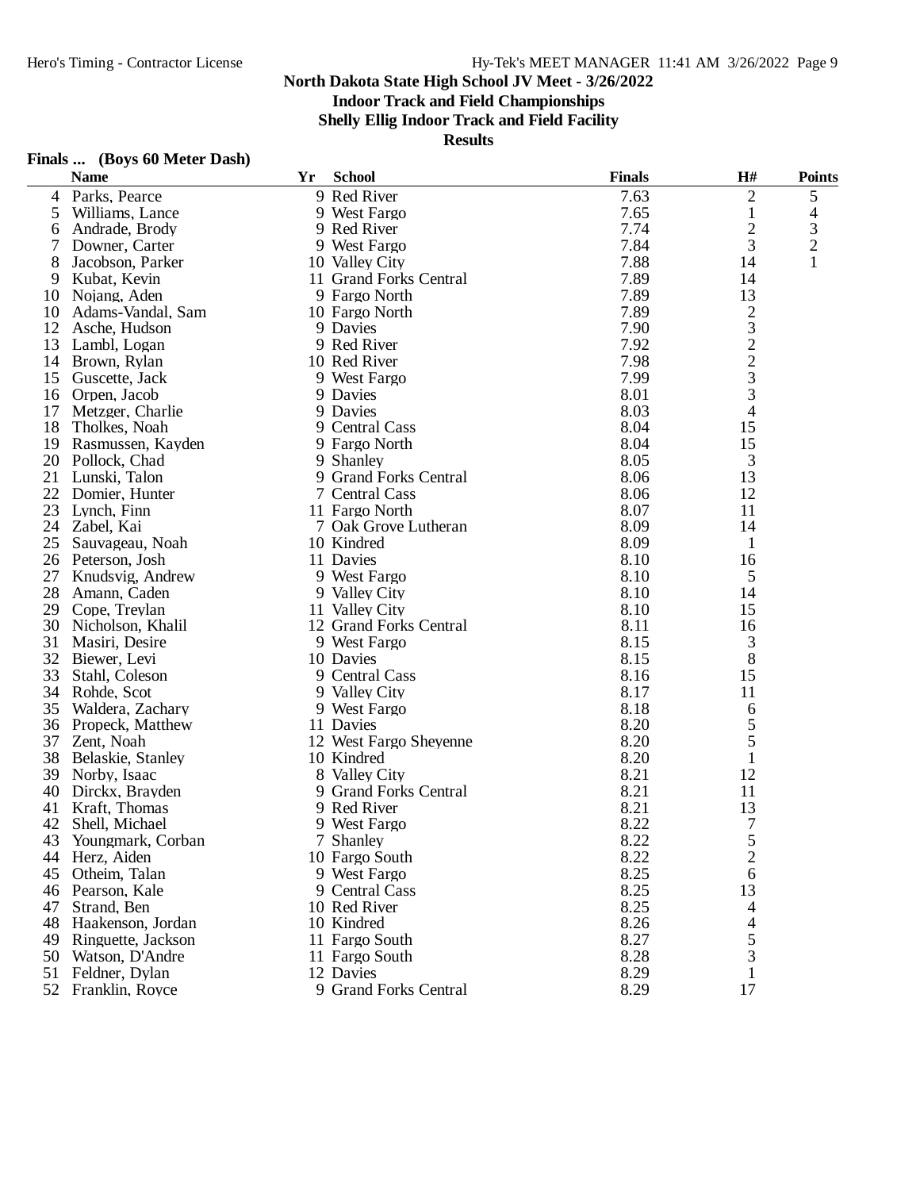**North Dakota State High School JV Meet - 3/26/2022**

**Indoor Track and Field Championships**

**Shelly Ellig Indoor Track and Field Facility**

**Results**

**Finals ... (Boys 60 Meter Dash)**

| | Name | Yr | School | Finals | H# | Points |
|---|---|---|---|---|---|---|
| 4 | Parks, Pearce | 9 | Red River | 7.63 | 2 | 5 |
| 5 | Williams, Lance | 9 | West Fargo | 7.65 | 1 | 4 |
| 6 | Andrade, Brody | 9 | Red River | 7.74 | 2 | 3 |
| 7 | Downer, Carter | 9 | West Fargo | 7.84 | 3 | 2 |
| 8 | Jacobson, Parker | 10 | Valley City | 7.88 | 14 | 1 |
| 9 | Kubat, Kevin | 11 | Grand Forks Central | 7.89 | 14 | |
| 10 | Nojang, Aden | 9 | Fargo North | 7.89 | 13 | |
| 10 | Adams-Vandal, Sam | 10 | Fargo North | 7.89 | 2 | |
| 12 | Asche, Hudson | 9 | Davies | 7.90 | 3 | |
| 13 | Lambl, Logan | 9 | Red River | 7.92 | 2 | |
| 14 | Brown, Rylan | 10 | Red River | 7.98 | 2 | |
| 15 | Guscette, Jack | 9 | West Fargo | 7.99 | 3 | |
| 16 | Orpen, Jacob | 9 | Davies | 8.01 | 3 | |
| 17 | Metzger, Charlie | 9 | Davies | 8.03 | 4 | |
| 18 | Tholkes, Noah | 9 | Central Cass | 8.04 | 15 | |
| 19 | Rasmussen, Kayden | 9 | Fargo North | 8.04 | 15 | |
| 20 | Pollock, Chad | 9 | Shanley | 8.05 | 3 | |
| 21 | Lunski, Talon | 9 | Grand Forks Central | 8.06 | 13 | |
| 22 | Domier, Hunter | 7 | Central Cass | 8.06 | 12 | |
| 23 | Lynch, Finn | 11 | Fargo North | 8.07 | 11 | |
| 24 | Zabel, Kai | 7 | Oak Grove Lutheran | 8.09 | 14 | |
| 25 | Sauvageau, Noah | 10 | Kindred | 8.09 | 1 | |
| 26 | Peterson, Josh | 11 | Davies | 8.10 | 16 | |
| 27 | Knudsvig, Andrew | 9 | West Fargo | 8.10 | 5 | |
| 28 | Amann, Caden | 9 | Valley City | 8.10 | 14 | |
| 29 | Cope, Treylan | 11 | Valley City | 8.10 | 15 | |
| 30 | Nicholson, Khalil | 12 | Grand Forks Central | 8.11 | 16 | |
| 31 | Masiri, Desire | 9 | West Fargo | 8.15 | 3 | |
| 32 | Biewer, Levi | 10 | Davies | 8.15 | 8 | |
| 33 | Stahl, Coleson | 9 | Central Cass | 8.16 | 15 | |
| 34 | Rohde, Scot | 9 | Valley City | 8.17 | 11 | |
| 35 | Waldera, Zachary | 9 | West Fargo | 8.18 | 6 | |
| 36 | Propeck, Matthew | 11 | Davies | 8.20 | 5 | |
| 37 | Zent, Noah | 12 | West Fargo Sheyenne | 8.20 | 5 | |
| 38 | Belaskie, Stanley | 10 | Kindred | 8.20 | 1 | |
| 39 | Norby, Isaac | 8 | Valley City | 8.21 | 12 | |
| 40 | Dirckx, Brayden | 9 | Grand Forks Central | 8.21 | 11 | |
| 41 | Kraft, Thomas | 9 | Red River | 8.21 | 13 | |
| 42 | Shell, Michael | 9 | West Fargo | 8.22 | 7 | |
| 43 | Youngmark, Corban | 7 | Shanley | 8.22 | 5 | |
| 44 | Herz, Aiden | 10 | Fargo South | 8.22 | 2 | |
| 45 | Otheim, Talan | 9 | West Fargo | 8.25 | 6 | |
| 46 | Pearson, Kale | 9 | Central Cass | 8.25 | 13 | |
| 47 | Strand, Ben | 10 | Red River | 8.25 | 4 | |
| 48 | Haakenson, Jordan | 10 | Kindred | 8.26 | 4 | |
| 49 | Ringuette, Jackson | 11 | Fargo South | 8.27 | 5 | |
| 50 | Watson, D'Andre | 11 | Fargo South | 8.28 | 3 | |
| 51 | Feldner, Dylan | 12 | Davies | 8.29 | 1 | |
| 52 | Franklin, Royce | 9 | Grand Forks Central | 8.29 | 17 | |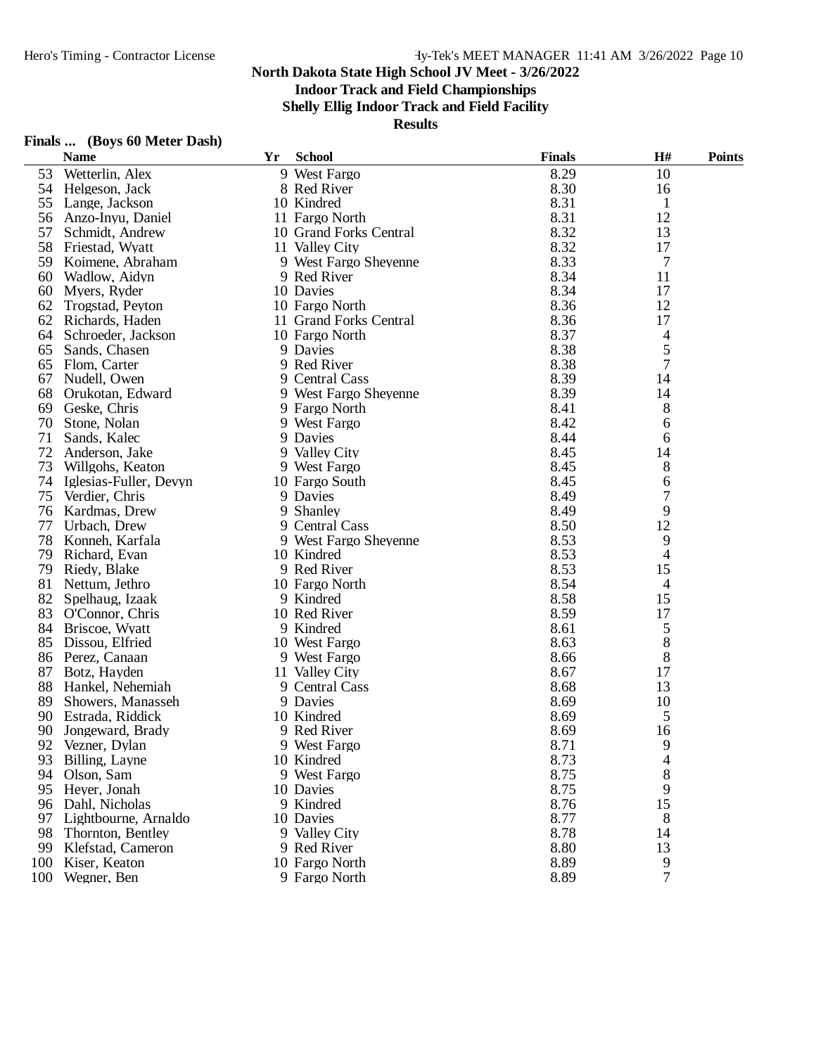**North Dakota State High School JV Meet - 3/26/2022**

**Indoor Track and Field Championships**

**Shelly Ellig Indoor Track and Field Facility**

**Results**

### Finals ... (Boys 60 Meter Dash)

| | Name | Yr | School | Finals | H# | Points |
|---|---|---|---|---|---|---|
| 53 | Wetterlin, Alex | 9 | West Fargo | 8.29 | 10 | |
| 54 | Helgeson, Jack | 8 | Red River | 8.30 | 16 | |
| 55 | Lange, Jackson | 10 | Kindred | 8.31 | 1 | |
| 56 | Anzo-Inyu, Daniel | 11 | Fargo North | 8.31 | 12 | |
| 57 | Schmidt, Andrew | 10 | Grand Forks Central | 8.32 | 13 | |
| 58 | Friestad, Wyatt | 11 | Valley City | 8.32 | 17 | |
| 59 | Koimene, Abraham | 9 | West Fargo Sheyenne | 8.33 | 7 | |
| 60 | Wadlow, Aidyn | 9 | Red River | 8.34 | 11 | |
| 60 | Myers, Ryder | 10 | Davies | 8.34 | 17 | |
| 62 | Trogstad, Peyton | 10 | Fargo North | 8.36 | 12 | |
| 62 | Richards, Haden | 11 | Grand Forks Central | 8.36 | 17 | |
| 64 | Schroeder, Jackson | 10 | Fargo North | 8.37 | 4 | |
| 65 | Sands, Chasen | 9 | Davies | 8.38 | 5 | |
| 65 | Flom, Carter | 9 | Red River | 8.38 | 7 | |
| 67 | Nudell, Owen | 9 | Central Cass | 8.39 | 14 | |
| 68 | Orukotan, Edward | 9 | West Fargo Sheyenne | 8.39 | 14 | |
| 69 | Geske, Chris | 9 | Fargo North | 8.41 | 8 | |
| 70 | Stone, Nolan | 9 | West Fargo | 8.42 | 6 | |
| 71 | Sands, Kalec | 9 | Davies | 8.44 | 6 | |
| 72 | Anderson, Jake | 9 | Valley City | 8.45 | 14 | |
| 73 | Willgohs, Keaton | 9 | West Fargo | 8.45 | 8 | |
| 74 | Iglesias-Fuller, Devyn | 10 | Fargo South | 8.45 | 6 | |
| 75 | Verdier, Chris | 9 | Davies | 8.49 | 7 | |
| 76 | Kardmas, Drew | 9 | Shanley | 8.49 | 9 | |
| 77 | Urbach, Drew | 9 | Central Cass | 8.50 | 12 | |
| 78 | Konneh, Karfala | 9 | West Fargo Sheyenne | 8.53 | 9 | |
| 79 | Richard, Evan | 10 | Kindred | 8.53 | 4 | |
| 79 | Riedy, Blake | 9 | Red River | 8.53 | 15 | |
| 81 | Nettum, Jethro | 10 | Fargo North | 8.54 | 4 | |
| 82 | Spelhaug, Izaak | 9 | Kindred | 8.58 | 15 | |
| 83 | O'Connor, Chris | 10 | Red River | 8.59 | 17 | |
| 84 | Briscoe, Wyatt | 9 | Kindred | 8.61 | 5 | |
| 85 | Dissou, Elfried | 10 | West Fargo | 8.63 | 8 | |
| 86 | Perez, Canaan | 9 | West Fargo | 8.66 | 8 | |
| 87 | Botz, Hayden | 11 | Valley City | 8.67 | 17 | |
| 88 | Hankel, Nehemiah | 9 | Central Cass | 8.68 | 13 | |
| 89 | Showers, Manasseh | 9 | Davies | 8.69 | 10 | |
| 90 | Estrada, Riddick | 10 | Kindred | 8.69 | 5 | |
| 90 | Jongeward, Brady | 9 | Red River | 8.69 | 16 | |
| 92 | Vezner, Dylan | 9 | West Fargo | 8.71 | 9 | |
| 93 | Billing, Layne | 10 | Kindred | 8.73 | 4 | |
| 94 | Olson, Sam | 9 | West Fargo | 8.75 | 8 | |
| 95 | Heyer, Jonah | 10 | Davies | 8.75 | 9 | |
| 96 | Dahl, Nicholas | 9 | Kindred | 8.76 | 15 | |
| 97 | Lightbourne, Arnaldo | 10 | Davies | 8.77 | 8 | |
| 98 | Thornton, Bentley | 9 | Valley City | 8.78 | 14 | |
| 99 | Klefstad, Cameron | 9 | Red River | 8.80 | 13 | |
| 100 | Kiser, Keaton | 10 | Fargo North | 8.89 | 9 | |
| 100 | Wegner, Ben | 9 | Fargo North | 8.89 | 7 | |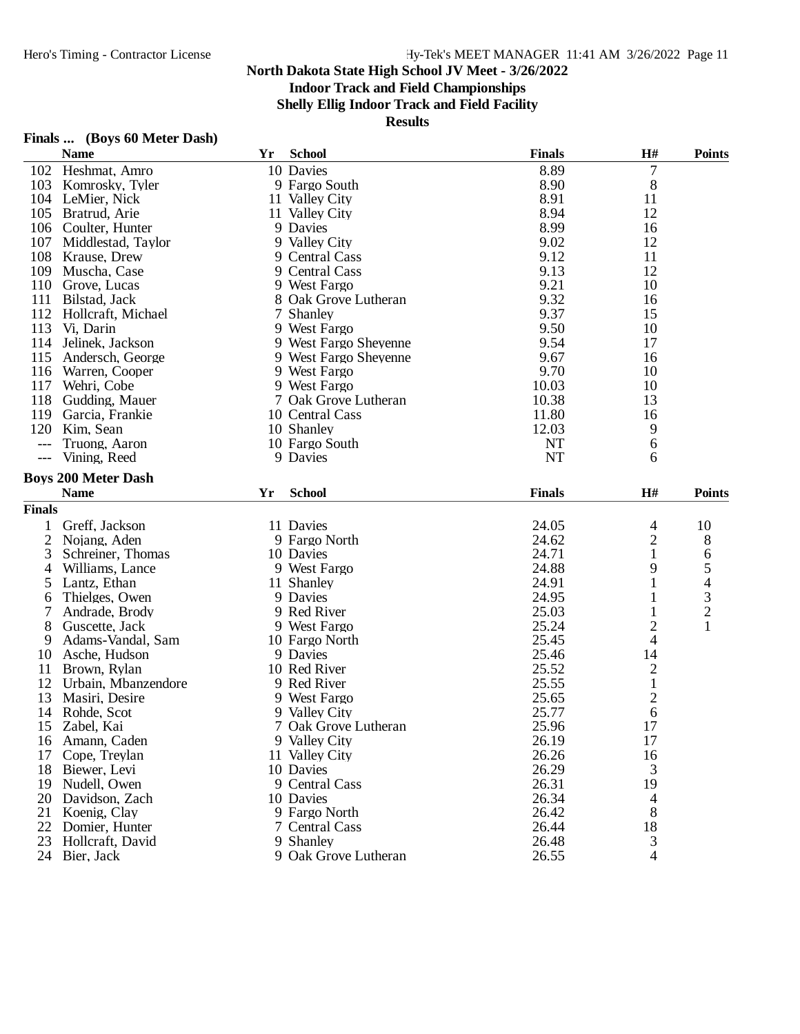# North Dakota State High School JV Meet - 3/26/2022

## Indoor Track and Field Championships

## Shelly Ellig Indoor Track and Field Facility

## Results

### Finals ... (Boys 60 Meter Dash)

| | Name | Yr | School | Finals | H# | Points |
|---|---|---|---|---|---|---|
| 102 | Heshmat, Amro | 10 | Davies | 8.89 | 7 | |
| 103 | Komrosky, Tyler | 9 | Fargo South | 8.90 | 8 | |
| 104 | LeMier, Nick | 11 | Valley City | 8.91 | 11 | |
| 105 | Bratrud, Arie | 11 | Valley City | 8.94 | 12 | |
| 106 | Coulter, Hunter | 9 | Davies | 8.99 | 16 | |
| 107 | Middlestad, Taylor | 9 | Valley City | 9.02 | 12 | |
| 108 | Krause, Drew | 9 | Central Cass | 9.12 | 11 | |
| 109 | Muscha, Case | 9 | Central Cass | 9.13 | 12 | |
| 110 | Grove, Lucas | 9 | West Fargo | 9.21 | 10 | |
| 111 | Bilstad, Jack | 8 | Oak Grove Lutheran | 9.32 | 16 | |
| 112 | Hollcraft, Michael | 7 | Shanley | 9.37 | 15 | |
| 113 | Vi, Darin | 9 | West Fargo | 9.50 | 10 | |
| 114 | Jelinek, Jackson | 9 | West Fargo Sheyenne | 9.54 | 17 | |
| 115 | Andersch, George | 9 | West Fargo Sheyenne | 9.67 | 16 | |
| 116 | Warren, Cooper | 9 | West Fargo | 9.70 | 10 | |
| 117 | Wehri, Cobe | 9 | West Fargo | 10.03 | 10 | |
| 118 | Gudding, Mauer | 7 | Oak Grove Lutheran | 10.38 | 13 | |
| 119 | Garcia, Frankie | 10 | Central Cass | 11.80 | 16 | |
| 120 | Kim, Sean | 10 | Shanley | 12.03 | 9 | |
| --- | Truong, Aaron | 10 | Fargo South | NT | 6 | |
| --- | Vining, Reed | 9 | Davies | NT | 6 | |

### Boys 200 Meter Dash

| | Name | Yr | School | Finals | H# | Points |
|---|---|---|---|---|---|---|
| **Finals** | | | | | | |
| 1 | Greff, Jackson | 11 | Davies | 24.05 | 4 | 10 |
| 2 | Nojang, Aden | 9 | Fargo North | 24.62 | 2 | 8 |
| 3 | Schreiner, Thomas | 10 | Davies | 24.71 | 1 | 6 |
| 4 | Williams, Lance | 9 | West Fargo | 24.88 | 9 | 5 |
| 5 | Lantz, Ethan | 11 | Shanley | 24.91 | 1 | 4 |
| 6 | Thielges, Owen | 9 | Davies | 24.95 | 1 | 3 |
| 7 | Andrade, Brody | 9 | Red River | 25.03 | 1 | 2 |
| 8 | Guscette, Jack | 9 | West Fargo | 25.24 | 2 | 1 |
| 9 | Adams-Vandal, Sam | 10 | Fargo North | 25.45 | 4 | |
| 10 | Asche, Hudson | 9 | Davies | 25.46 | 14 | |
| 11 | Brown, Rylan | 10 | Red River | 25.52 | 2 | |
| 12 | Urbain, Mbanzendore | 9 | Red River | 25.55 | 1 | |
| 13 | Masiri, Desire | 9 | West Fargo | 25.65 | 2 | |
| 14 | Rohde, Scot | 9 | Valley City | 25.77 | 6 | |
| 15 | Zabel, Kai | 7 | Oak Grove Lutheran | 25.96 | 17 | |
| 16 | Amann, Caden | 9 | Valley City | 26.19 | 17 | |
| 17 | Cope, Treylan | 11 | Valley City | 26.26 | 16 | |
| 18 | Biewer, Levi | 10 | Davies | 26.29 | 3 | |
| 19 | Nudell, Owen | 9 | Central Cass | 26.31 | 19 | |
| 20 | Davidson, Zach | 10 | Davies | 26.34 | 4 | |
| 21 | Koenig, Clay | 9 | Fargo North | 26.42 | 8 | |
| 22 | Domier, Hunter | 7 | Central Cass | 26.44 | 18 | |
| 23 | Hollcraft, David | 9 | Shanley | 26.48 | 3 | |
| 24 | Bier, Jack | 9 | Oak Grove Lutheran | 26.55 | 4 | |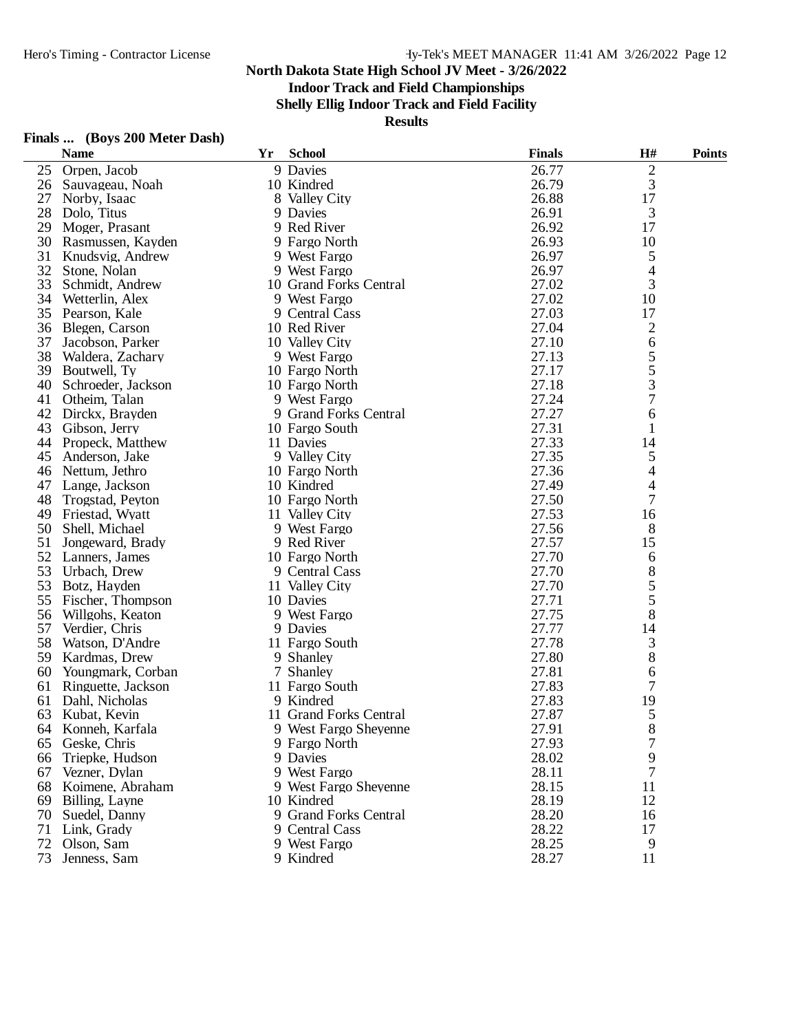# North Dakota State High School JV Meet - 3/26/2022

## Indoor Track and Field Championships

## Shelly Ellig Indoor Track and Field Facility

## Results

### Finals ... (Boys 200 Meter Dash)

| | Name | Yr | School | Finals | H# | Points |
|---|---|---|---|---|---|---|
| 25 | Orpen, Jacob | 9 | Davies | 26.77 | 2 | |
| 26 | Sauvageau, Noah | 10 | Kindred | 26.79 | 3 | |
| 27 | Norby, Isaac | 8 | Valley City | 26.88 | 17 | |
| 28 | Dolo, Titus | 9 | Davies | 26.91 | 3 | |
| 29 | Moger, Prasant | 9 | Red River | 26.92 | 17 | |
| 30 | Rasmussen, Kayden | 9 | Fargo North | 26.93 | 10 | |
| 31 | Knudsvig, Andrew | 9 | West Fargo | 26.97 | 5 | |
| 32 | Stone, Nolan | 9 | West Fargo | 26.97 | 4 | |
| 33 | Schmidt, Andrew | 10 | Grand Forks Central | 27.02 | 3 | |
| 34 | Wetterlin, Alex | 9 | West Fargo | 27.02 | 10 | |
| 35 | Pearson, Kale | 9 | Central Cass | 27.03 | 17 | |
| 36 | Blegen, Carson | 10 | Red River | 27.04 | 2 | |
| 37 | Jacobson, Parker | 10 | Valley City | 27.10 | 6 | |
| 38 | Waldera, Zachary | 9 | West Fargo | 27.13 | 5 | |
| 39 | Boutwell, Ty | 10 | Fargo North | 27.17 | 5 | |
| 40 | Schroeder, Jackson | 10 | Fargo North | 27.18 | 3 | |
| 41 | Otheim, Talan | 9 | West Fargo | 27.24 | 7 | |
| 42 | Dirckx, Brayden | 9 | Grand Forks Central | 27.27 | 6 | |
| 43 | Gibson, Jerry | 10 | Fargo South | 27.31 | 1 | |
| 44 | Propeck, Matthew | 11 | Davies | 27.33 | 14 | |
| 45 | Anderson, Jake | 9 | Valley City | 27.35 | 5 | |
| 46 | Nettum, Jethro | 10 | Fargo North | 27.36 | 4 | |
| 47 | Lange, Jackson | 10 | Kindred | 27.49 | 4 | |
| 48 | Trogstad, Peyton | 10 | Fargo North | 27.50 | 7 | |
| 49 | Friestad, Wyatt | 11 | Valley City | 27.53 | 16 | |
| 50 | Shell, Michael | 9 | West Fargo | 27.56 | 8 | |
| 51 | Jongeward, Brady | 9 | Red River | 27.57 | 15 | |
| 52 | Lanners, James | 10 | Fargo North | 27.70 | 6 | |
| 53 | Urbach, Drew | 9 | Central Cass | 27.70 | 8 | |
| 53 | Botz, Hayden | 11 | Valley City | 27.70 | 5 | |
| 55 | Fischer, Thompson | 10 | Davies | 27.71 | 5 | |
| 56 | Willgohs, Keaton | 9 | West Fargo | 27.75 | 8 | |
| 57 | Verdier, Chris | 9 | Davies | 27.77 | 14 | |
| 58 | Watson, D'Andre | 11 | Fargo South | 27.78 | 3 | |
| 59 | Kardmas, Drew | 9 | Shanley | 27.80 | 8 | |
| 60 | Youngmark, Corban | 7 | Shanley | 27.81 | 6 | |
| 61 | Ringuette, Jackson | 11 | Fargo South | 27.83 | 7 | |
| 61 | Dahl, Nicholas | 9 | Kindred | 27.83 | 19 | |
| 63 | Kubat, Kevin | 11 | Grand Forks Central | 27.87 | 5 | |
| 64 | Konneh, Karfala | 9 | West Fargo Sheyenne | 27.91 | 8 | |
| 65 | Geske, Chris | 9 | Fargo North | 27.93 | 7 | |
| 66 | Triepke, Hudson | 9 | Davies | 28.02 | 9 | |
| 67 | Vezner, Dylan | 9 | West Fargo | 28.11 | 7 | |
| 68 | Koimene, Abraham | 9 | West Fargo Sheyenne | 28.15 | 11 | |
| 69 | Billing, Layne | 10 | Kindred | 28.19 | 12 | |
| 70 | Suedel, Danny | 9 | Grand Forks Central | 28.20 | 16 | |
| 71 | Link, Grady | 9 | Central Cass | 28.22 | 17 | |
| 72 | Olson, Sam | 9 | West Fargo | 28.25 | 9 | |
| 73 | Jenness, Sam | 9 | Kindred | 28.27 | 11 | |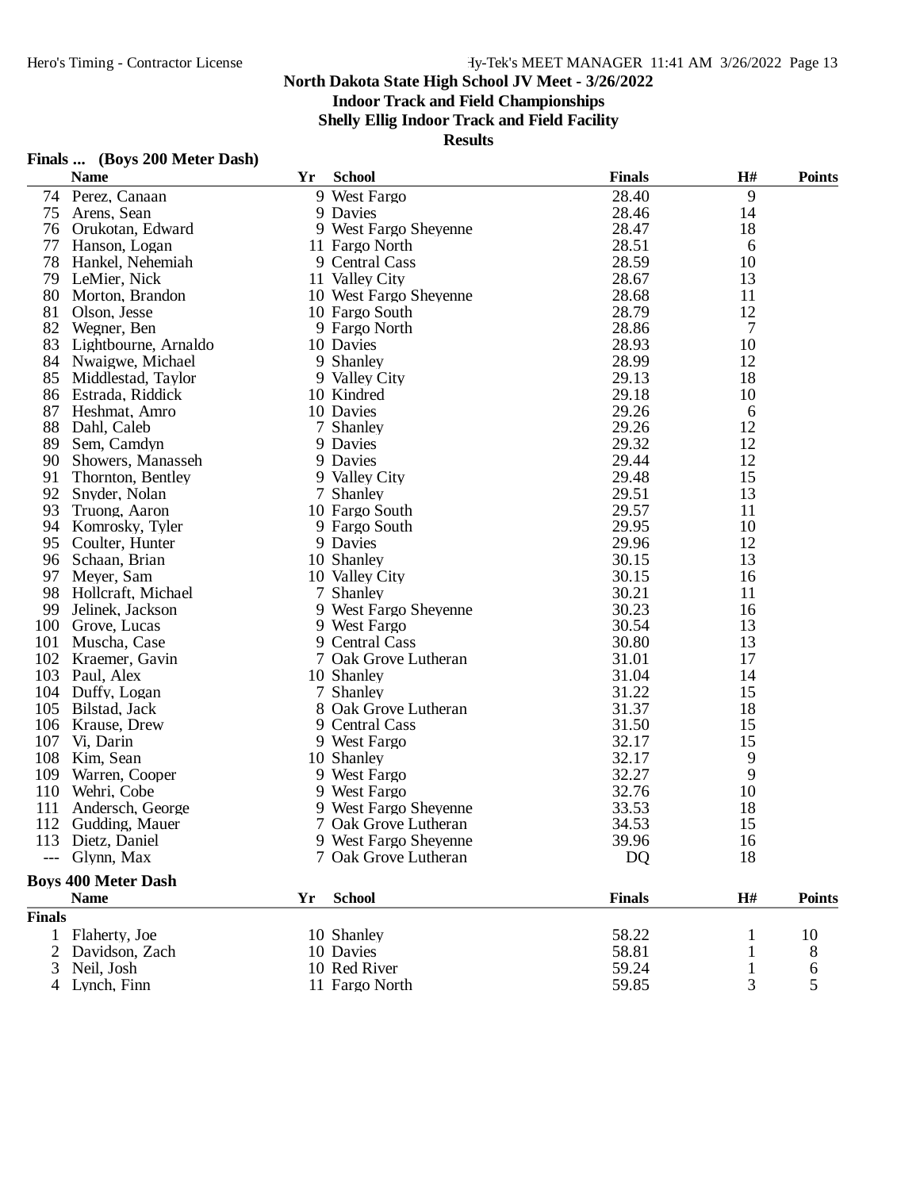**North Dakota State High School JV Meet - 3/26/2022**
**Indoor Track and Field Championships**
**Shelly Ellig Indoor Track and Field Facility**
**Results**

### Finals ... (Boys 200 Meter Dash)

| | Name | Yr | School | Finals | H# | Points |
|---|---|---|---|---|---|---|
| 74 | Perez, Canaan | 9 | West Fargo | 28.40 | 9 | |
| 75 | Arens, Sean | 9 | Davies | 28.46 | 14 | |
| 76 | Orukotan, Edward | 9 | West Fargo Sheyenne | 28.47 | 18 | |
| 77 | Hanson, Logan | 11 | Fargo North | 28.51 | 6 | |
| 78 | Hankel, Nehemiah | 9 | Central Cass | 28.59 | 10 | |
| 79 | LeMier, Nick | 11 | Valley City | 28.67 | 13 | |
| 80 | Morton, Brandon | 10 | West Fargo Sheyenne | 28.68 | 11 | |
| 81 | Olson, Jesse | 10 | Fargo South | 28.79 | 12 | |
| 82 | Wegner, Ben | 9 | Fargo North | 28.86 | 7 | |
| 83 | Lightbourne, Arnaldo | 10 | Davies | 28.93 | 10 | |
| 84 | Nwaigwe, Michael | 9 | Shanley | 28.99 | 12 | |
| 85 | Middlestad, Taylor | 9 | Valley City | 29.13 | 18 | |
| 86 | Estrada, Riddick | 10 | Kindred | 29.18 | 10 | |
| 87 | Heshmat, Amro | 10 | Davies | 29.26 | 6 | |
| 88 | Dahl, Caleb | 7 | Shanley | 29.26 | 12 | |
| 89 | Sem, Camdyn | 9 | Davies | 29.32 | 12 | |
| 90 | Showers, Manasseh | 9 | Davies | 29.44 | 12 | |
| 91 | Thornton, Bentley | 9 | Valley City | 29.48 | 15 | |
| 92 | Snyder, Nolan | 7 | Shanley | 29.51 | 13 | |
| 93 | Truong, Aaron | 10 | Fargo South | 29.57 | 11 | |
| 94 | Komrosky, Tyler | 9 | Fargo South | 29.95 | 10 | |
| 95 | Coulter, Hunter | 9 | Davies | 29.96 | 12 | |
| 96 | Schaan, Brian | 10 | Shanley | 30.15 | 13 | |
| 97 | Meyer, Sam | 10 | Valley City | 30.15 | 16 | |
| 98 | Hollcraft, Michael | 7 | Shanley | 30.21 | 11 | |
| 99 | Jelinek, Jackson | 9 | West Fargo Sheyenne | 30.23 | 16 | |
| 100 | Grove, Lucas | 9 | West Fargo | 30.54 | 13 | |
| 101 | Muscha, Case | 9 | Central Cass | 30.80 | 13 | |
| 102 | Kraemer, Gavin | 7 | Oak Grove Lutheran | 31.01 | 17 | |
| 103 | Paul, Alex | 10 | Shanley | 31.04 | 14 | |
| 104 | Duffy, Logan | 7 | Shanley | 31.22 | 15 | |
| 105 | Bilstad, Jack | 8 | Oak Grove Lutheran | 31.37 | 18 | |
| 106 | Krause, Drew | 9 | Central Cass | 31.50 | 15 | |
| 107 | Vi, Darin | 9 | West Fargo | 32.17 | 15 | |
| 108 | Kim, Sean | 10 | Shanley | 32.17 | 9 | |
| 109 | Warren, Cooper | 9 | West Fargo | 32.27 | 9 | |
| 110 | Wehri, Cobe | 9 | West Fargo | 32.76 | 10 | |
| 111 | Andersch, George | 9 | West Fargo Sheyenne | 33.53 | 18 | |
| 112 | Gudding, Mauer | 7 | Oak Grove Lutheran | 34.53 | 15 | |
| 113 | Dietz, Daniel | 9 | West Fargo Sheyenne | 39.96 | 16 | |
| --- | Glynn, Max | 7 | Oak Grove Lutheran | DQ | 18 | |

### Boys 400 Meter Dash

| | Name | Yr | School | Finals | H# | Points |
|---|---|---|---|---|---|---|
| **Finals** | | | | | | |
| 1 | Flaherty, Joe | 10 | Shanley | 58.22 | 1 | 10 |
| 2 | Davidson, Zach | 10 | Davies | 58.81 | 1 | 8 |
| 3 | Neil, Josh | 10 | Red River | 59.24 | 1 | 6 |
| 4 | Lynch, Finn | 11 | Fargo North | 59.85 | 3 | 5 |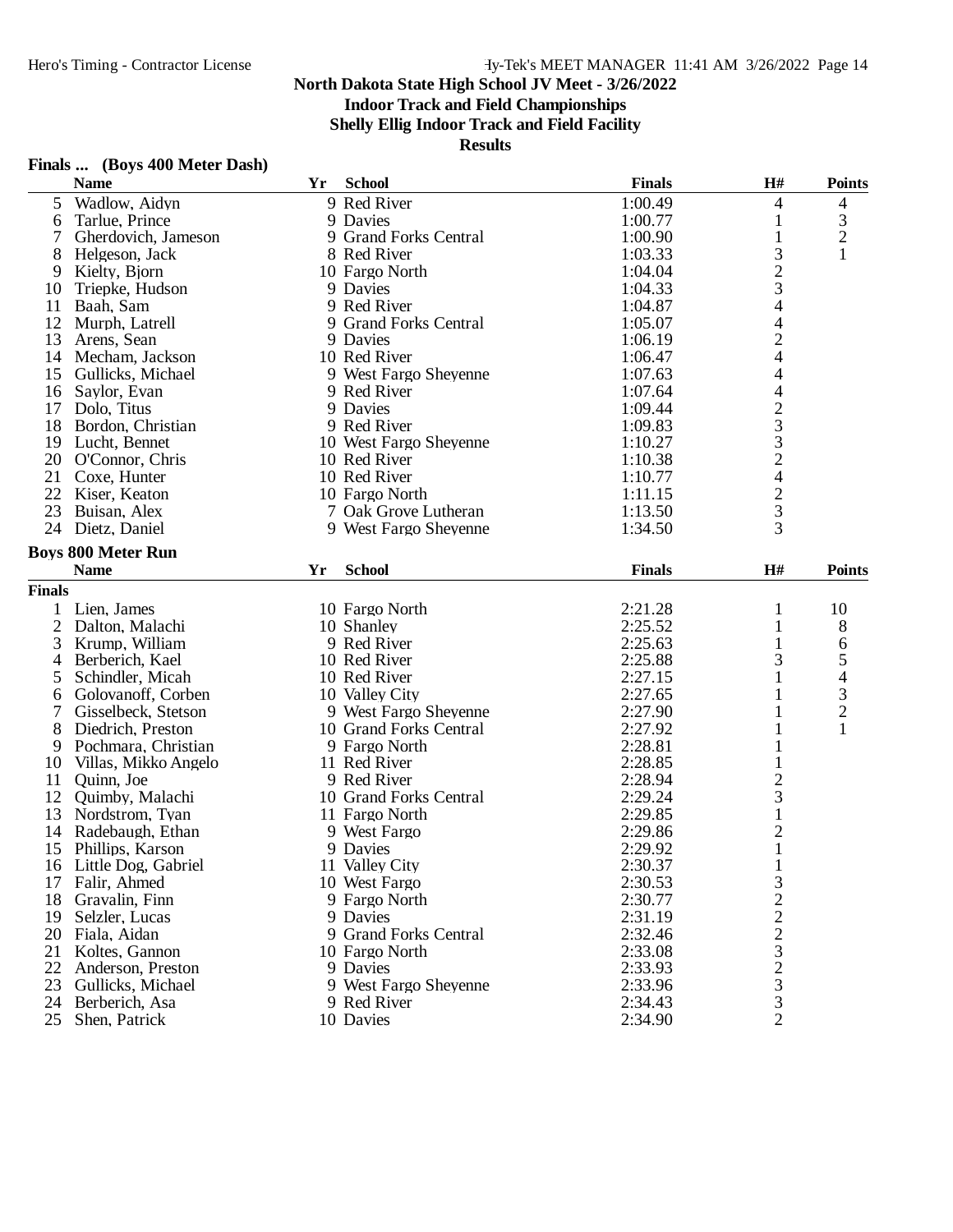**North Dakota State High School JV Meet - 3/26/2022**

**Indoor Track and Field Championships**

**Shelly Ellig Indoor Track and Field Facility**

**Results**

### Finals ... (Boys 400 Meter Dash)

| | Name | Yr | School | Finals | H# | Points |
|---|---|---|---|---|---|---|
| 5 | Wadlow, Aidyn | 9 | Red River | 1:00.49 | 4 | 4 |
| 6 | Tarlue, Prince | 9 | Davies | 1:00.77 | 1 | 3 |
| 7 | Gherdovich, Jameson | 9 | Grand Forks Central | 1:00.90 | 1 | 2 |
| 8 | Helgeson, Jack | 8 | Red River | 1:03.33 | 3 | 1 |
| 9 | Kielty, Bjorn | 10 | Fargo North | 1:04.04 | 2 | |
| 10 | Triepke, Hudson | 9 | Davies | 1:04.33 | 3 | |
| 11 | Baah, Sam | 9 | Red River | 1:04.87 | 4 | |
| 12 | Murph, Latrell | 9 | Grand Forks Central | 1:05.07 | 4 | |
| 13 | Arens, Sean | 9 | Davies | 1:06.19 | 2 | |
| 14 | Mecham, Jackson | 10 | Red River | 1:06.47 | 4 | |
| 15 | Gullicks, Michael | 9 | West Fargo Sheyenne | 1:07.63 | 4 | |
| 16 | Saylor, Evan | 9 | Red River | 1:07.64 | 4 | |
| 17 | Dolo, Titus | 9 | Davies | 1:09.44 | 2 | |
| 18 | Bordon, Christian | 9 | Red River | 1:09.83 | 3 | |
| 19 | Lucht, Bennet | 10 | West Fargo Sheyenne | 1:10.27 | 3 | |
| 20 | O'Connor, Chris | 10 | Red River | 1:10.38 | 2 | |
| 21 | Coxe, Hunter | 10 | Red River | 1:10.77 | 4 | |
| 22 | Kiser, Keaton | 10 | Fargo North | 1:11.15 | 2 | |
| 23 | Buisan, Alex | 7 | Oak Grove Lutheran | 1:13.50 | 3 | |
| 24 | Dietz, Daniel | 9 | West Fargo Sheyenne | 1:34.50 | 3 | |

### Boys 800 Meter Run

**Finals**

| | Name | Yr | School | Finals | H# | Points |
|---|---|---|---|---|---|---|
| 1 | Lien, James | 10 | Fargo North | 2:21.28 | 1 | 10 |
| 2 | Dalton, Malachi | 10 | Shanley | 2:25.52 | 1 | 8 |
| 3 | Krump, William | 9 | Red River | 2:25.63 | 1 | 6 |
| 4 | Berberich, Kael | 10 | Red River | 2:25.88 | 3 | 5 |
| 5 | Schindler, Micah | 10 | Red River | 2:27.15 | 1 | 4 |
| 6 | Golovanoff, Corben | 10 | Valley City | 2:27.65 | 1 | 3 |
| 7 | Gisselbeck, Stetson | 9 | West Fargo Sheyenne | 2:27.90 | 1 | 2 |
| 8 | Diedrich, Preston | 10 | Grand Forks Central | 2:27.92 | 1 | 1 |
| 9 | Pochmara, Christian | 9 | Fargo North | 2:28.81 | 1 | |
| 10 | Villas, Mikko Angelo | 11 | Red River | 2:28.85 | 1 | |
| 11 | Quinn, Joe | 9 | Red River | 2:28.94 | 2 | |
| 12 | Quimby, Malachi | 10 | Grand Forks Central | 2:29.24 | 3 | |
| 13 | Nordstrom, Tyan | 11 | Fargo North | 2:29.85 | 1 | |
| 14 | Radebaugh, Ethan | 9 | West Fargo | 2:29.86 | 2 | |
| 15 | Phillips, Karson | 9 | Davies | 2:29.92 | 1 | |
| 16 | Little Dog, Gabriel | 11 | Valley City | 2:30.37 | 1 | |
| 17 | Falir, Ahmed | 10 | West Fargo | 2:30.53 | 3 | |
| 18 | Gravalin, Finn | 9 | Fargo North | 2:30.77 | 2 | |
| 19 | Selzler, Lucas | 9 | Davies | 2:31.19 | 2 | |
| 20 | Fiala, Aidan | 9 | Grand Forks Central | 2:32.46 | 2 | |
| 21 | Koltes, Gannon | 10 | Fargo North | 2:33.08 | 3 | |
| 22 | Anderson, Preston | 9 | Davies | 2:33.93 | 2 | |
| 23 | Gullicks, Michael | 9 | West Fargo Sheyenne | 2:33.96 | 3 | |
| 24 | Berberich, Asa | 9 | Red River | 2:34.43 | 3 | |
| 25 | Shen, Patrick | 10 | Davies | 2:34.90 | 2 | |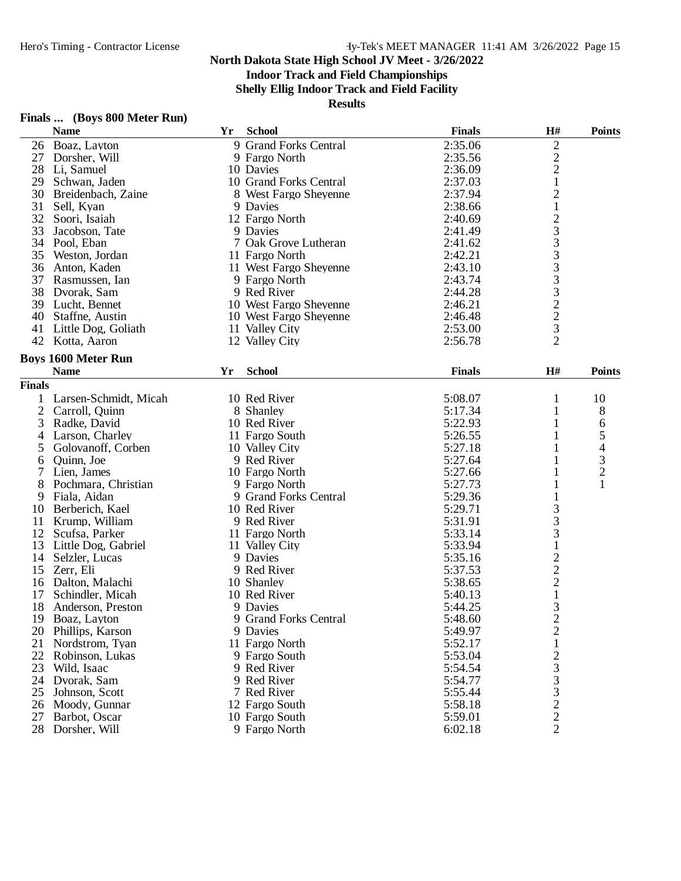# North Dakota State High School JV Meet - 3/26/2022

## Indoor Track and Field Championships

## Shelly Ellig Indoor Track and Field Facility

## Results

### Finals ... (Boys 800 Meter Run)

| | Name | Yr | School | Finals | H# | Points |
|---|---|---|---|---|---|---|
| 26 | Boaz, Layton | 9 | Grand Forks Central | 2:35.06 | 2 | |
| 27 | Dorsher, Will | 9 | Fargo North | 2:35.56 | 2 | |
| 28 | Li, Samuel | 10 | Davies | 2:36.09 | 2 | |
| 29 | Schwan, Jaden | 10 | Grand Forks Central | 2:37.03 | 1 | |
| 30 | Breidenbach, Zaine | 8 | West Fargo Sheyenne | 2:37.94 | 2 | |
| 31 | Sell, Kyan | 9 | Davies | 2:38.66 | 1 | |
| 32 | Soori, Isaiah | 12 | Fargo North | 2:40.69 | 2 | |
| 33 | Jacobson, Tate | 9 | Davies | 2:41.49 | 3 | |
| 34 | Pool, Eban | 7 | Oak Grove Lutheran | 2:41.62 | 3 | |
| 35 | Weston, Jordan | 11 | Fargo North | 2:42.21 | 3 | |
| 36 | Anton, Kaden | 11 | West Fargo Sheyenne | 2:43.10 | 3 | |
| 37 | Rasmussen, Ian | 9 | Fargo North | 2:43.74 | 3 | |
| 38 | Dvorak, Sam | 9 | Red River | 2:44.28 | 3 | |
| 39 | Lucht, Bennet | 10 | West Fargo Sheyenne | 2:46.21 | 2 | |
| 40 | Staffne, Austin | 10 | West Fargo Sheyenne | 2:46.48 | 2 | |
| 41 | Little Dog, Goliath | 11 | Valley City | 2:53.00 | 3 | |
| 42 | Kotta, Aaron | 12 | Valley City | 2:56.78 | 2 | |

### Boys 1600 Meter Run

| | Name | Yr | School | Finals | H# | Points |
|---|---|---|---|---|---|---|
| **Finals** | | | | | | |
| 1 | Larsen-Schmidt, Micah | 10 | Red River | 5:08.07 | 1 | 10 |
| 2 | Carroll, Quinn | 8 | Shanley | 5:17.34 | 1 | 8 |
| 3 | Radke, David | 10 | Red River | 5:22.93 | 1 | 6 |
| 4 | Larson, Charley | 11 | Fargo South | 5:26.55 | 1 | 5 |
| 5 | Golovanoff, Corben | 10 | Valley City | 5:27.18 | 1 | 4 |
| 6 | Quinn, Joe | 9 | Red River | 5:27.64 | 1 | 3 |
| 7 | Lien, James | 10 | Fargo North | 5:27.66 | 1 | 2 |
| 8 | Pochmara, Christian | 9 | Fargo North | 5:27.73 | 1 | 1 |
| 9 | Fiala, Aidan | 9 | Grand Forks Central | 5:29.36 | 1 | |
| 10 | Berberich, Kael | 10 | Red River | 5:29.71 | 3 | |
| 11 | Krump, William | 9 | Red River | 5:31.91 | 3 | |
| 12 | Scufsa, Parker | 11 | Fargo North | 5:33.14 | 3 | |
| 13 | Little Dog, Gabriel | 11 | Valley City | 5:33.94 | 1 | |
| 14 | Selzler, Lucas | 9 | Davies | 5:35.16 | 2 | |
| 15 | Zerr, Eli | 9 | Red River | 5:37.53 | 2 | |
| 16 | Dalton, Malachi | 10 | Shanley | 5:38.65 | 2 | |
| 17 | Schindler, Micah | 10 | Red River | 5:40.13 | 1 | |
| 18 | Anderson, Preston | 9 | Davies | 5:44.25 | 3 | |
| 19 | Boaz, Layton | 9 | Grand Forks Central | 5:48.60 | 2 | |
| 20 | Phillips, Karson | 9 | Davies | 5:49.97 | 2 | |
| 21 | Nordstrom, Tyan | 11 | Fargo North | 5:52.17 | 1 | |
| 22 | Robinson, Lukas | 9 | Fargo South | 5:53.04 | 2 | |
| 23 | Wild, Isaac | 9 | Red River | 5:54.54 | 3 | |
| 24 | Dvorak, Sam | 9 | Red River | 5:54.77 | 3 | |
| 25 | Johnson, Scott | 7 | Red River | 5:55.44 | 3 | |
| 26 | Moody, Gunnar | 12 | Fargo South | 5:58.18 | 2 | |
| 27 | Barbot, Oscar | 10 | Fargo South | 5:59.01 | 2 | |
| 28 | Dorsher, Will | 9 | Fargo North | 6:02.18 | 2 | |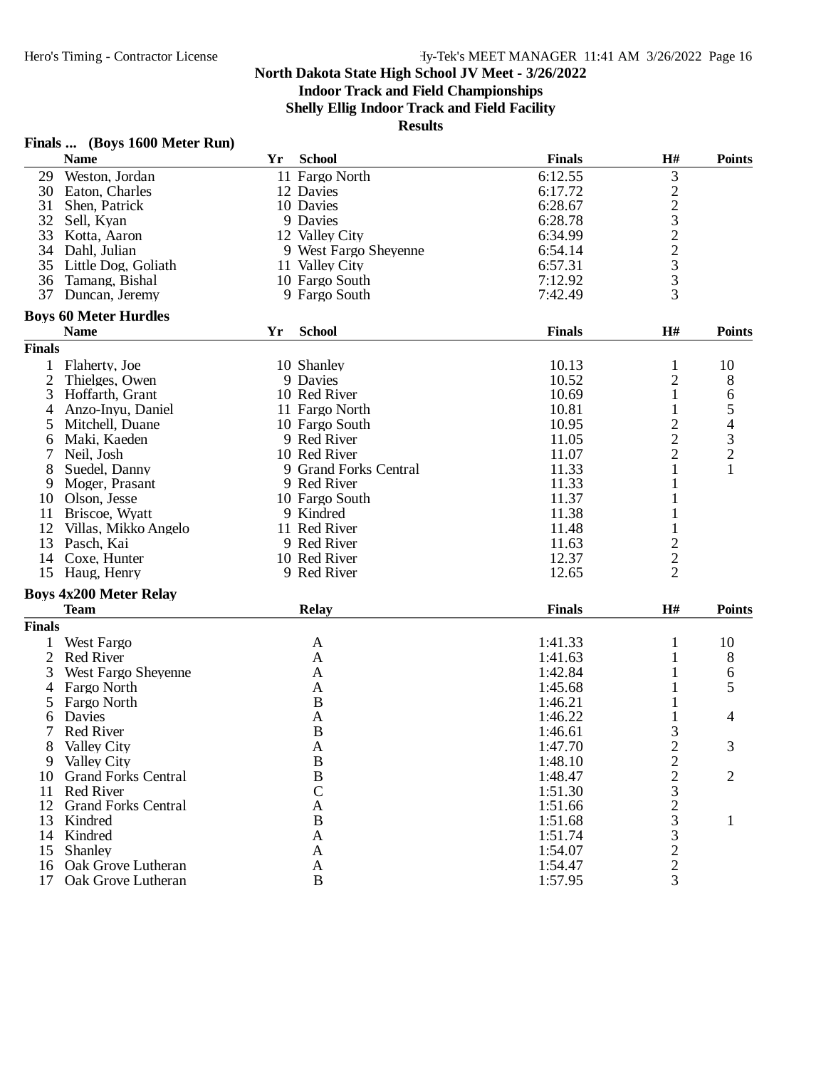**North Dakota State High School JV Meet - 3/26/2022**
**Indoor Track and Field Championships**
**Shelly Ellig Indoor Track and Field Facility**
**Results**

### Finals ... (Boys 1600 Meter Run)

| | Name | Yr | School | Finals | H# | Points |
|---|---|---|---|---|---|---|
| 29 | Weston, Jordan | 11 | Fargo North | 6:12.55 | 3 | |
| 30 | Eaton, Charles | 12 | Davies | 6:17.72 | 2 | |
| 31 | Shen, Patrick | 10 | Davies | 6:28.67 | 2 | |
| 32 | Sell, Kyan | 9 | Davies | 6:28.78 | 3 | |
| 33 | Kotta, Aaron | 12 | Valley City | 6:34.99 | 2 | |
| 34 | Dahl, Julian | 9 | West Fargo Sheyenne | 6:54.14 | 2 | |
| 35 | Little Dog, Goliath | 11 | Valley City | 6:57.31 | 3 | |
| 36 | Tamang, Bishal | 10 | Fargo South | 7:12.92 | 3 | |
| 37 | Duncan, Jeremy | 9 | Fargo South | 7:42.49 | 3 | |

### Boys 60 Meter Hurdles

| | Name | Yr | School | Finals | H# | Points |
|---|---|---|---|---|---|---|
| **Finals** | | | | | | |
| 1 | Flaherty, Joe | 10 | Shanley | 10.13 | 1 | 10 |
| 2 | Thielges, Owen | 9 | Davies | 10.52 | 2 | 8 |
| 3 | Hoffarth, Grant | 10 | Red River | 10.69 | 1 | 6 |
| 4 | Anzo-Inyu, Daniel | 11 | Fargo North | 10.81 | 1 | 5 |
| 5 | Mitchell, Duane | 10 | Fargo South | 10.95 | 2 | 4 |
| 6 | Maki, Kaeden | 9 | Red River | 11.05 | 2 | 3 |
| 7 | Neil, Josh | 10 | Red River | 11.07 | 2 | 2 |
| 8 | Suedel, Danny | 9 | Grand Forks Central | 11.33 | 1 | 1 |
| 9 | Moger, Prasant | 9 | Red River | 11.33 | 1 | |
| 10 | Olson, Jesse | 10 | Fargo South | 11.37 | 1 | |
| 11 | Briscoe, Wyatt | 9 | Kindred | 11.38 | 1 | |
| 12 | Villas, Mikko Angelo | 11 | Red River | 11.48 | 1 | |
| 13 | Pasch, Kai | 9 | Red River | 11.63 | 2 | |
| 14 | Coxe, Hunter | 10 | Red River | 12.37 | 2 | |
| 15 | Haug, Henry | 9 | Red River | 12.65 | 2 | |

### Boys 4x200 Meter Relay

| | Team | Relay | Finals | H# | Points |
|---|---|---|---|---|---|
| **Finals** | | | | | |
| 1 | West Fargo | A | 1:41.33 | 1 | 10 |
| 2 | Red River | A | 1:41.63 | 1 | 8 |
| 3 | West Fargo Sheyenne | A | 1:42.84 | 1 | 6 |
| 4 | Fargo North | A | 1:45.68 | 1 | 5 |
| 5 | Fargo North | B | 1:46.21 | 1 | |
| 6 | Davies | A | 1:46.22 | 1 | 4 |
| 7 | Red River | B | 1:46.61 | 3 | |
| 8 | Valley City | A | 1:47.70 | 2 | 3 |
| 9 | Valley City | B | 1:48.10 | 2 | |
| 10 | Grand Forks Central | B | 1:48.47 | 2 | 2 |
| 11 | Red River | C | 1:51.30 | 3 | |
| 12 | Grand Forks Central | A | 1:51.66 | 2 | |
| 13 | Kindred | B | 1:51.68 | 3 | 1 |
| 14 | Kindred | A | 1:51.74 | 3 | |
| 15 | Shanley | A | 1:54.07 | 2 | |
| 16 | Oak Grove Lutheran | A | 1:54.47 | 2 | |
| 17 | Oak Grove Lutheran | B | 1:57.95 | 3 | |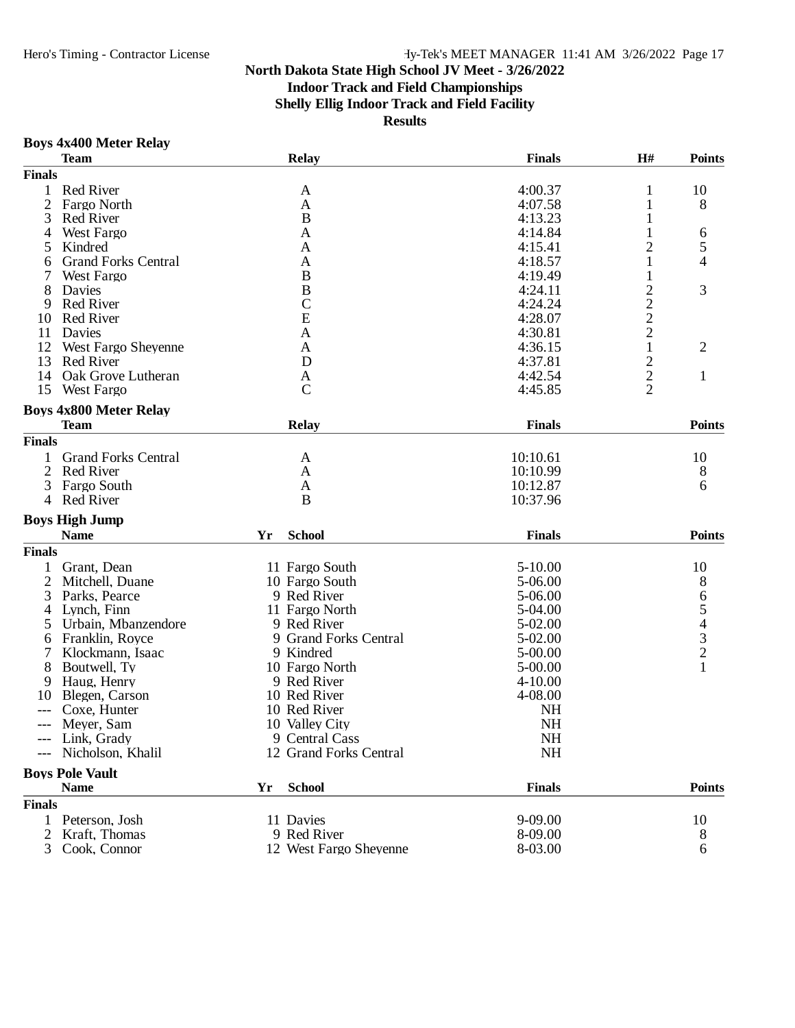# North Dakota State High School JV Meet - 3/26/2022

**Indoor Track and Field Championships**

**Shelly Ellig Indoor Track and Field Facility**

**Results**

### Boys 4x400 Meter Relay

| | Team | Relay | Finals | H# | Points |
|---|---|---|---|---|---|
| **Finals** | | | | | |
| 1 | Red River | A | 4:00.37 | 1 | 10 |
| 2 | Fargo North | A | 4:07.58 | 1 | 8 |
| 3 | Red River | B | 4:13.23 | 1 | |
| 4 | West Fargo | A | 4:14.84 | 1 | 6 |
| 5 | Kindred | A | 4:15.41 | 2 | 5 |
| 6 | Grand Forks Central | A | 4:18.57 | 1 | 4 |
| 7 | West Fargo | B | 4:19.49 | 1 | |
| 8 | Davies | B | 4:24.11 | 2 | 3 |
| 9 | Red River | C | 4:24.24 | 2 | |
| 10 | Red River | E | 4:28.07 | 2 | |
| 11 | Davies | A | 4:30.81 | 2 | |
| 12 | West Fargo Sheyenne | A | 4:36.15 | 1 | 2 |
| 13 | Red River | D | 4:37.81 | 2 | |
| 14 | Oak Grove Lutheran | A | 4:42.54 | 2 | 1 |
| 15 | West Fargo | C | 4:45.85 | 2 | |

### Boys 4x800 Meter Relay

| | Team | Relay | Finals | Points |
|---|---|---|---|---|
| **Finals** | | | | |
| 1 | Grand Forks Central | A | 10:10.61 | 10 |
| 2 | Red River | A | 10:10.99 | 8 |
| 3 | Fargo South | A | 10:12.87 | 6 |
| 4 | Red River | B | 10:37.96 | |

### Boys High Jump

| | Name | Yr | School | Finals | Points |
|---|---|---|---|---|---|
| **Finals** | | | | | |
| 1 | Grant, Dean | 11 | Fargo South | 5-10.00 | 10 |
| 2 | Mitchell, Duane | 10 | Fargo South | 5-06.00 | 8 |
| 3 | Parks, Pearce | 9 | Red River | 5-06.00 | 6 |
| 4 | Lynch, Finn | 11 | Fargo North | 5-04.00 | 5 |
| 5 | Urbain, Mbanzendore | 9 | Red River | 5-02.00 | 4 |
| 6 | Franklin, Royce | 9 | Grand Forks Central | 5-02.00 | 3 |
| 7 | Klockmann, Isaac | 9 | Kindred | 5-00.00 | 2 |
| 8 | Boutwell, Ty | 10 | Fargo North | 5-00.00 | 1 |
| 9 | Haug, Henry | 9 | Red River | 4-10.00 | |
| 10 | Blegen, Carson | 10 | Red River | 4-08.00 | |
| --- | Coxe, Hunter | 10 | Red River | NH | |
| --- | Meyer, Sam | 10 | Valley City | NH | |
| --- | Link, Grady | 9 | Central Cass | NH | |
| --- | Nicholson, Khalil | 12 | Grand Forks Central | NH | |

### Boys Pole Vault

| | Name | Yr | School | Finals | Points |
|---|---|---|---|---|---|
| **Finals** | | | | | |
| 1 | Peterson, Josh | 11 | Davies | 9-09.00 | 10 |
| 2 | Kraft, Thomas | 9 | Red River | 8-09.00 | 8 |
| 3 | Cook, Connor | 12 | West Fargo Sheyenne | 8-03.00 | 6 |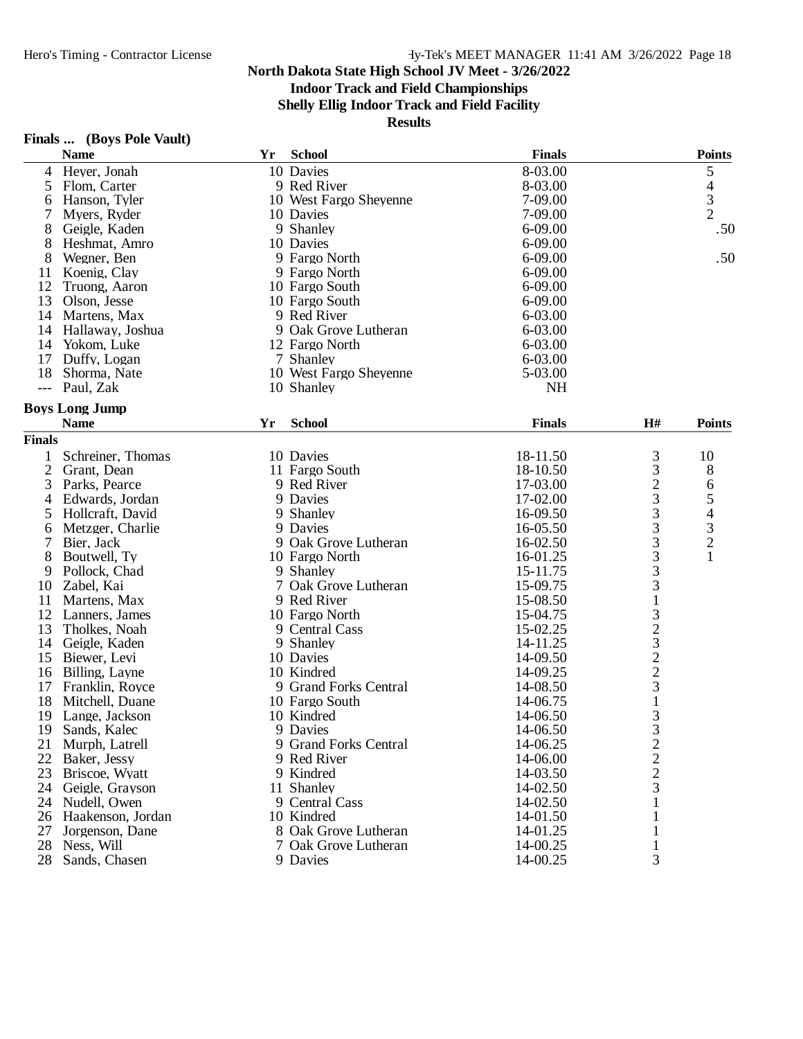## North Dakota State High School JV Meet - 3/26/2022

### Indoor Track and Field Championships

### Shelly Ellig Indoor Track and Field Facility

### Results

**Finals ... (Boys Pole Vault)**

| | Name | Yr | School | Finals | Points |
|---|---|---|---|---|---|
| 4 | Heyer, Jonah | 10 | Davies | 8-03.00 | 5 |
| 5 | Flom, Carter | 9 | Red River | 8-03.00 | 4 |
| 6 | Hanson, Tyler | 10 | West Fargo Sheyenne | 7-09.00 | 3 |
| 7 | Myers, Ryder | 10 | Davies | 7-09.00 | 2 |
| 8 | Geigle, Kaden | 9 | Shanley | 6-09.00 | .50 |
| 8 | Heshmat, Amro | 10 | Davies | 6-09.00 | |
| 8 | Wegner, Ben | 9 | Fargo North | 6-09.00 | .50 |
| 11 | Koenig, Clay | 9 | Fargo North | 6-09.00 | |
| 12 | Truong, Aaron | 10 | Fargo South | 6-09.00 | |
| 13 | Olson, Jesse | 10 | Fargo South | 6-09.00 | |
| 14 | Martens, Max | 9 | Red River | 6-03.00 | |
| 14 | Hallaway, Joshua | 9 | Oak Grove Lutheran | 6-03.00 | |
| 14 | Yokom, Luke | 12 | Fargo North | 6-03.00 | |
| 17 | Duffy, Logan | 7 | Shanley | 6-03.00 | |
| 18 | Shorma, Nate | 10 | West Fargo Sheyenne | 5-03.00 | |
| --- | Paul, Zak | 10 | Shanley | NH | |

**Boys Long Jump**

| | Name | Yr | School | Finals | H# | Points |
|---|---|---|---|---|---|---|
| **Finals** | | | | | | |
| 1 | Schreiner, Thomas | 10 | Davies | 18-11.50 | 3 | 10 |
| 2 | Grant, Dean | 11 | Fargo South | 18-10.50 | 3 | 8 |
| 3 | Parks, Pearce | 9 | Red River | 17-03.00 | 2 | 6 |
| 4 | Edwards, Jordan | 9 | Davies | 17-02.00 | 3 | 5 |
| 5 | Hollcraft, David | 9 | Shanley | 16-09.50 | 3 | 4 |
| 6 | Metzger, Charlie | 9 | Davies | 16-05.50 | 3 | 3 |
| 7 | Bier, Jack | 9 | Oak Grove Lutheran | 16-02.50 | 3 | 2 |
| 8 | Boutwell, Ty | 10 | Fargo North | 16-01.25 | 3 | 1 |
| 9 | Pollock, Chad | 9 | Shanley | 15-11.75 | 3 | |
| 10 | Zabel, Kai | 7 | Oak Grove Lutheran | 15-09.75 | 3 | |
| 11 | Martens, Max | 9 | Red River | 15-08.50 | 1 | |
| 12 | Lanners, James | 10 | Fargo North | 15-04.75 | 3 | |
| 13 | Tholkes, Noah | 9 | Central Cass | 15-02.25 | 2 | |
| 14 | Geigle, Kaden | 9 | Shanley | 14-11.25 | 3 | |
| 15 | Biewer, Levi | 10 | Davies | 14-09.50 | 2 | |
| 16 | Billing, Layne | 10 | Kindred | 14-09.25 | 2 | |
| 17 | Franklin, Royce | 9 | Grand Forks Central | 14-08.50 | 3 | |
| 18 | Mitchell, Duane | 10 | Fargo South | 14-06.75 | 1 | |
| 19 | Lange, Jackson | 10 | Kindred | 14-06.50 | 3 | |
| 19 | Sands, Kalec | 9 | Davies | 14-06.50 | 3 | |
| 21 | Murph, Latrell | 9 | Grand Forks Central | 14-06.25 | 2 | |
| 22 | Baker, Jessy | 9 | Red River | 14-06.00 | 2 | |
| 23 | Briscoe, Wyatt | 9 | Kindred | 14-03.50 | 2 | |
| 24 | Geigle, Grayson | 11 | Shanley | 14-02.50 | 3 | |
| 24 | Nudell, Owen | 9 | Central Cass | 14-02.50 | 1 | |
| 26 | Haakenson, Jordan | 10 | Kindred | 14-01.50 | 1 | |
| 27 | Jorgenson, Dane | 8 | Oak Grove Lutheran | 14-01.25 | 1 | |
| 28 | Ness, Will | 7 | Oak Grove Lutheran | 14-00.25 | 1 | |
| 28 | Sands, Chasen | 9 | Davies | 14-00.25 | 3 | |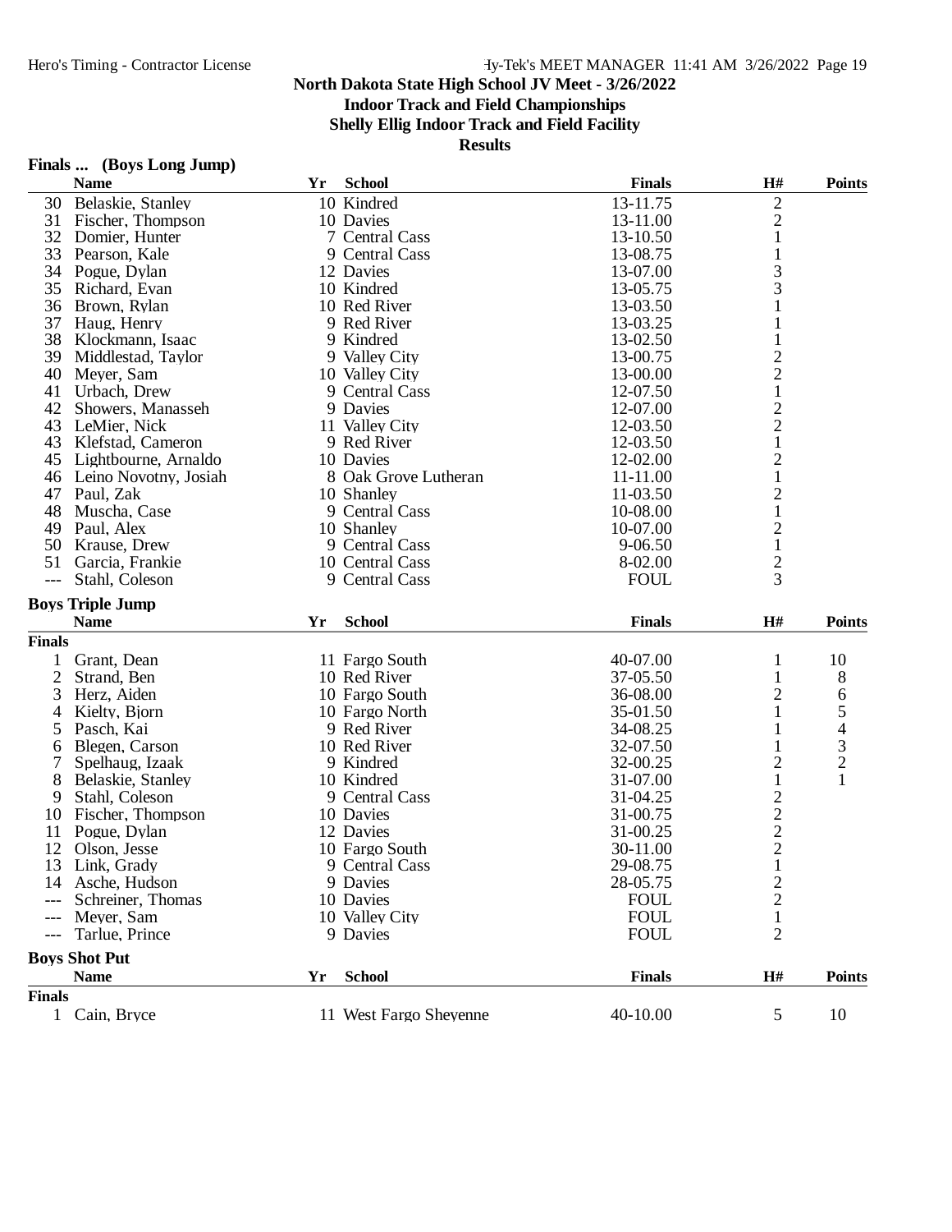**North Dakota State High School JV Meet - 3/26/2022**

**Indoor Track and Field Championships**

**Shelly Ellig Indoor Track and Field Facility**

**Results**

### Finals ... (Boys Long Jump)

| | Name | Yr | School | Finals | H# | Points |
|---|---|---|---|---|---|---|
| 30 | Belaskie, Stanley | 10 | Kindred | 13-11.75 | 2 | |
| 31 | Fischer, Thompson | 10 | Davies | 13-11.00 | 2 | |
| 32 | Domier, Hunter | 7 | Central Cass | 13-10.50 | 1 | |
| 33 | Pearson, Kale | 9 | Central Cass | 13-08.75 | 1 | |
| 34 | Pogue, Dylan | 12 | Davies | 13-07.00 | 3 | |
| 35 | Richard, Evan | 10 | Kindred | 13-05.75 | 3 | |
| 36 | Brown, Rylan | 10 | Red River | 13-03.50 | 1 | |
| 37 | Haug, Henry | 9 | Red River | 13-03.25 | 1 | |
| 38 | Klockmann, Isaac | 9 | Kindred | 13-02.50 | 1 | |
| 39 | Middlestad, Taylor | 9 | Valley City | 13-00.75 | 2 | |
| 40 | Meyer, Sam | 10 | Valley City | 13-00.00 | 2 | |
| 41 | Urbach, Drew | 9 | Central Cass | 12-07.50 | 1 | |
| 42 | Showers, Manasseh | 9 | Davies | 12-07.00 | 2 | |
| 43 | LeMier, Nick | 11 | Valley City | 12-03.50 | 2 | |
| 43 | Klefstad, Cameron | 9 | Red River | 12-03.50 | 1 | |
| 45 | Lightbourne, Arnaldo | 10 | Davies | 12-02.00 | 2 | |
| 46 | Leino Novotny, Josiah | 8 | Oak Grove Lutheran | 11-11.00 | 1 | |
| 47 | Paul, Zak | 10 | Shanley | 11-03.50 | 2 | |
| 48 | Muscha, Case | 9 | Central Cass | 10-08.00 | 1 | |
| 49 | Paul, Alex | 10 | Shanley | 10-07.00 | 2 | |
| 50 | Krause, Drew | 9 | Central Cass | 9-06.50 | 1 | |
| 51 | Garcia, Frankie | 10 | Central Cass | 8-02.00 | 2 | |
| --- | Stahl, Coleson | 9 | Central Cass | FOUL | 3 | |

### Boys Triple Jump

**Finals**

| | Name | Yr | School | Finals | H# | Points |
|---|---|---|---|---|---|---|
| 1 | Grant, Dean | 11 | Fargo South | 40-07.00 | 1 | 10 |
| 2 | Strand, Ben | 10 | Red River | 37-05.50 | 1 | 8 |
| 3 | Herz, Aiden | 10 | Fargo South | 36-08.00 | 2 | 6 |
| 4 | Kielty, Bjorn | 10 | Fargo North | 35-01.50 | 1 | 5 |
| 5 | Pasch, Kai | 9 | Red River | 34-08.25 | 1 | 4 |
| 6 | Blegen, Carson | 10 | Red River | 32-07.50 | 1 | 3 |
| 7 | Spelhaug, Izaak | 9 | Kindred | 32-00.25 | 2 | 2 |
| 8 | Belaskie, Stanley | 10 | Kindred | 31-07.00 | 1 | 1 |
| 9 | Stahl, Coleson | 9 | Central Cass | 31-04.25 | 2 | |
| 10 | Fischer, Thompson | 10 | Davies | 31-00.75 | 2 | |
| 11 | Pogue, Dylan | 12 | Davies | 31-00.25 | 2 | |
| 12 | Olson, Jesse | 10 | Fargo South | 30-11.00 | 2 | |
| 13 | Link, Grady | 9 | Central Cass | 29-08.75 | 1 | |
| 14 | Asche, Hudson | 9 | Davies | 28-05.75 | 2 | |
| --- | Schreiner, Thomas | 10 | Davies | FOUL | 2 | |
| --- | Meyer, Sam | 10 | Valley City | FOUL | 1 | |
| --- | Tarlue, Prince | 9 | Davies | FOUL | 2 | |

### Boys Shot Put

**Finals**

| | Name | Yr | School | Finals | H# | Points |
|---|---|---|---|---|---|---|
| 1 | Cain, Bryce | 11 | West Fargo Sheyenne | 40-10.00 | 5 | 10 |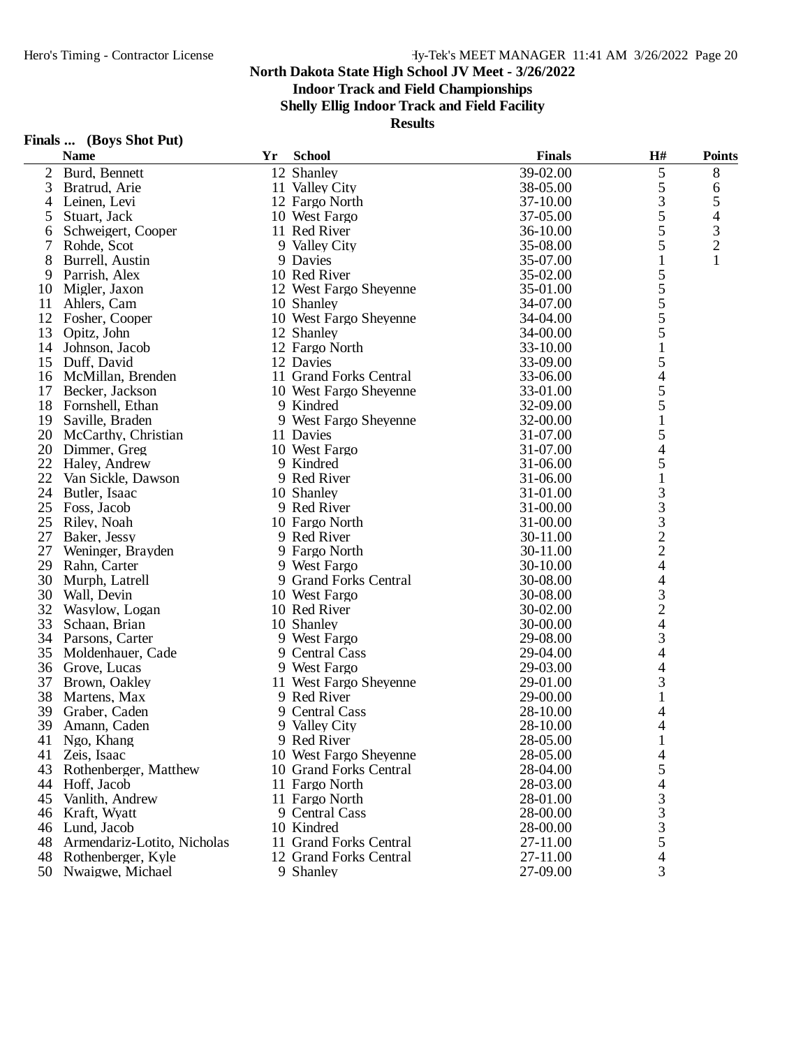**North Dakota State High School JV Meet - 3/26/2022**

**Indoor Track and Field Championships**

**Shelly Ellig Indoor Track and Field Facility**

**Results**

**Finals ... (Boys Shot Put)**

| | Name | Yr | School | Finals | H# | Points |
|---|---|---|---|---|---|---|
| 2 | Burd, Bennett | 12 | Shanley | 39-02.00 | 5 | 8 |
| 3 | Bratrud, Arie | 11 | Valley City | 38-05.00 | 5 | 6 |
| 4 | Leinen, Levi | 12 | Fargo North | 37-10.00 | 3 | 5 |
| 5 | Stuart, Jack | 10 | West Fargo | 37-05.00 | 5 | 4 |
| 6 | Schweigert, Cooper | 11 | Red River | 36-10.00 | 5 | 3 |
| 7 | Rohde, Scot | 9 | Valley City | 35-08.00 | 5 | 2 |
| 8 | Burrell, Austin | 9 | Davies | 35-07.00 | 1 | 1 |
| 9 | Parrish, Alex | 10 | Red River | 35-02.00 | 5 | |
| 10 | Migler, Jaxon | 12 | West Fargo Sheyenne | 35-01.00 | 5 | |
| 11 | Ahlers, Cam | 10 | Shanley | 34-07.00 | 5 | |
| 12 | Fosher, Cooper | 10 | West Fargo Sheyenne | 34-04.00 | 5 | |
| 13 | Opitz, John | 12 | Shanley | 34-00.00 | 5 | |
| 14 | Johnson, Jacob | 12 | Fargo North | 33-10.00 | 1 | |
| 15 | Duff, David | 12 | Davies | 33-09.00 | 5 | |
| 16 | McMillan, Brenden | 11 | Grand Forks Central | 33-06.00 | 4 | |
| 17 | Becker, Jackson | 10 | West Fargo Sheyenne | 33-01.00 | 5 | |
| 18 | Fornshell, Ethan | 9 | Kindred | 32-09.00 | 5 | |
| 19 | Saville, Braden | 9 | West Fargo Sheyenne | 32-00.00 | 1 | |
| 20 | McCarthy, Christian | 11 | Davies | 31-07.00 | 5 | |
| 20 | Dimmer, Greg | 10 | West Fargo | 31-07.00 | 4 | |
| 22 | Haley, Andrew | 9 | Kindred | 31-06.00 | 5 | |
| 22 | Van Sickle, Dawson | 9 | Red River | 31-06.00 | 1 | |
| 24 | Butler, Isaac | 10 | Shanley | 31-01.00 | 3 | |
| 25 | Foss, Jacob | 9 | Red River | 31-00.00 | 3 | |
| 25 | Riley, Noah | 10 | Fargo North | 31-00.00 | 3 | |
| 27 | Baker, Jessy | 9 | Red River | 30-11.00 | 2 | |
| 27 | Weninger, Brayden | 9 | Fargo North | 30-11.00 | 2 | |
| 29 | Rahn, Carter | 9 | West Fargo | 30-10.00 | 4 | |
| 30 | Murph, Latrell | 9 | Grand Forks Central | 30-08.00 | 4 | |
| 30 | Wall, Devin | 10 | West Fargo | 30-08.00 | 3 | |
| 32 | Wasylow, Logan | 10 | Red River | 30-02.00 | 2 | |
| 33 | Schaan, Brian | 10 | Shanley | 30-00.00 | 4 | |
| 34 | Parsons, Carter | 9 | West Fargo | 29-08.00 | 3 | |
| 35 | Moldenhauer, Cade | 9 | Central Cass | 29-04.00 | 4 | |
| 36 | Grove, Lucas | 9 | West Fargo | 29-03.00 | 4 | |
| 37 | Brown, Oakley | 11 | West Fargo Sheyenne | 29-01.00 | 3 | |
| 38 | Martens, Max | 9 | Red River | 29-00.00 | 1 | |
| 39 | Graber, Caden | 9 | Central Cass | 28-10.00 | 4 | |
| 39 | Amann, Caden | 9 | Valley City | 28-10.00 | 4 | |
| 41 | Ngo, Khang | 9 | Red River | 28-05.00 | 1 | |
| 41 | Zeis, Isaac | 10 | West Fargo Sheyenne | 28-05.00 | 4 | |
| 43 | Rothenberger, Matthew | 10 | Grand Forks Central | 28-04.00 | 5 | |
| 44 | Hoff, Jacob | 11 | Fargo North | 28-03.00 | 4 | |
| 45 | Vanlith, Andrew | 11 | Fargo North | 28-01.00 | 3 | |
| 46 | Kraft, Wyatt | 9 | Central Cass | 28-00.00 | 3 | |
| 46 | Lund, Jacob | 10 | Kindred | 28-00.00 | 3 | |
| 48 | Armendariz-Lotito, Nicholas | 11 | Grand Forks Central | 27-11.00 | 5 | |
| 48 | Rothenberger, Kyle | 12 | Grand Forks Central | 27-11.00 | 4 | |
| 50 | Nwaigwe, Michael | 9 | Shanley | 27-09.00 | 3 | |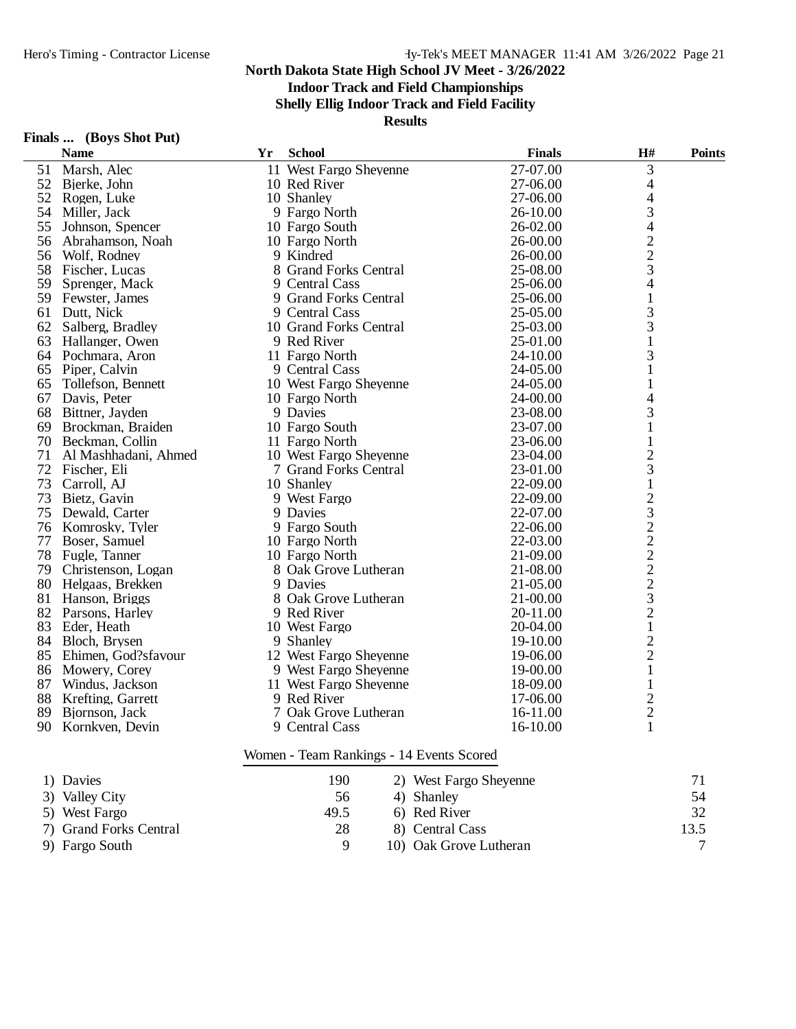# North Dakota State High School JV Meet - 3/26/2022

## Indoor Track and Field Championships

## Shelly Ellig Indoor Track and Field Facility

## Results

### Finals ... (Boys Shot Put)

| | Name | Yr | School | Finals | H# | Points |
|---|---|---|---|---|---|---|
| 51 | Marsh, Alec | 11 | West Fargo Sheyenne | 27-07.00 | 3 | |
| 52 | Bjerke, John | 10 | Red River | 27-06.00 | 4 | |
| 52 | Rogen, Luke | 10 | Shanley | 27-06.00 | 4 | |
| 54 | Miller, Jack | 9 | Fargo North | 26-10.00 | 3 | |
| 55 | Johnson, Spencer | 10 | Fargo South | 26-02.00 | 4 | |
| 56 | Abrahamson, Noah | 10 | Fargo North | 26-00.00 | 2 | |
| 56 | Wolf, Rodney | 9 | Kindred | 26-00.00 | 2 | |
| 58 | Fischer, Lucas | 8 | Grand Forks Central | 25-08.00 | 3 | |
| 59 | Sprenger, Mack | 9 | Central Cass | 25-06.00 | 4 | |
| 59 | Fewster, James | 9 | Grand Forks Central | 25-06.00 | 1 | |
| 61 | Dutt, Nick | 9 | Central Cass | 25-05.00 | 3 | |
| 62 | Salberg, Bradley | 10 | Grand Forks Central | 25-03.00 | 3 | |
| 63 | Hallanger, Owen | 9 | Red River | 25-01.00 | 1 | |
| 64 | Pochmara, Aron | 11 | Fargo North | 24-10.00 | 3 | |
| 65 | Piper, Calvin | 9 | Central Cass | 24-05.00 | 1 | |
| 65 | Tollefson, Bennett | 10 | West Fargo Sheyenne | 24-05.00 | 1 | |
| 67 | Davis, Peter | 10 | Fargo North | 24-00.00 | 4 | |
| 68 | Bittner, Jayden | 9 | Davies | 23-08.00 | 3 | |
| 69 | Brockman, Braiden | 10 | Fargo South | 23-07.00 | 1 | |
| 70 | Beckman, Collin | 11 | Fargo North | 23-06.00 | 1 | |
| 71 | Al Mashhadani, Ahmed | 10 | West Fargo Sheyenne | 23-04.00 | 2 | |
| 72 | Fischer, Eli | 7 | Grand Forks Central | 23-01.00 | 3 | |
| 73 | Carroll, AJ | 10 | Shanley | 22-09.00 | 1 | |
| 73 | Bietz, Gavin | 9 | West Fargo | 22-09.00 | 2 | |
| 75 | Dewald, Carter | 9 | Davies | 22-07.00 | 3 | |
| 76 | Komrosky, Tyler | 9 | Fargo South | 22-06.00 | 2 | |
| 77 | Boser, Samuel | 10 | Fargo North | 22-03.00 | 2 | |
| 78 | Fugle, Tanner | 10 | Fargo North | 21-09.00 | 2 | |
| 79 | Christenson, Logan | 8 | Oak Grove Lutheran | 21-08.00 | 2 | |
| 80 | Helgaas, Brekken | 9 | Davies | 21-05.00 | 2 | |
| 81 | Hanson, Briggs | 8 | Oak Grove Lutheran | 21-00.00 | 3 | |
| 82 | Parsons, Harley | 9 | Red River | 20-11.00 | 2 | |
| 83 | Eder, Heath | 10 | West Fargo | 20-04.00 | 1 | |
| 84 | Bloch, Brysen | 9 | Shanley | 19-10.00 | 2 | |
| 85 | Ehimen, God?sfavour | 12 | West Fargo Sheyenne | 19-06.00 | 2 | |
| 86 | Mowery, Corey | 9 | West Fargo Sheyenne | 19-00.00 | 1 | |
| 87 | Windus, Jackson | 11 | West Fargo Sheyenne | 18-09.00 | 1 | |
| 88 | Krefting, Garrett | 9 | Red River | 17-06.00 | 2 | |
| 89 | Bjornson, Jack | 7 | Oak Grove Lutheran | 16-11.00 | 2 | |
| 90 | Kornkven, Devin | 9 | Central Cass | 16-10.00 | 1 | |

### Women - Team Rankings - 14 Events Scored

| Rank | Team | Points | Rank | Team | Points |
|---|---|---|---|---|---|
| 1) | Davies | 190 | 2) | West Fargo Sheyenne | 71 |
| 3) | Valley City | 56 | 4) | Shanley | 54 |
| 5) | West Fargo | 49.5 | 6) | Red River | 32 |
| 7) | Grand Forks Central | 28 | 8) | Central Cass | 13.5 |
| 9) | Fargo South | 9 | 10) | Oak Grove Lutheran | 7 |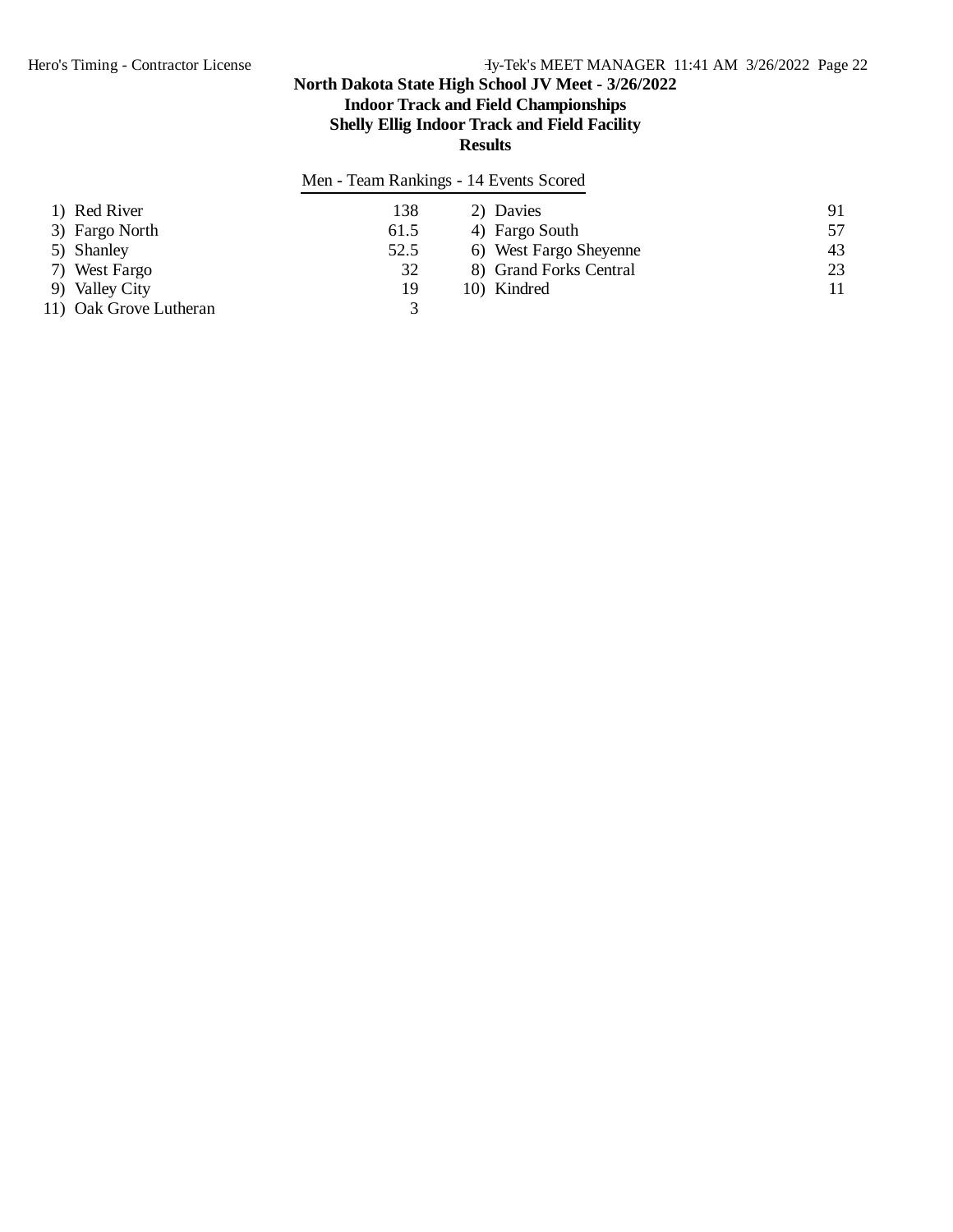# North Dakota State High School JV Meet - 3/26/2022

## Indoor Track and Field Championships

## Shelly Ellig Indoor Track and Field Facility

## Results

### Men - Team Rankings - 14 Events Scored

| | | | |
|---|---|---|---|
| 1) Red River | 138 | 2) Davies | 91 |
| 3) Fargo North | 61.5 | 4) Fargo South | 57 |
| 5) Shanley | 52.5 | 6) West Fargo Sheyenne | 43 |
| 7) West Fargo | 32 | 8) Grand Forks Central | 23 |
| 9) Valley City | 19 | 10) Kindred | 11 |
| 11) Oak Grove Lutheran | 3 | | |